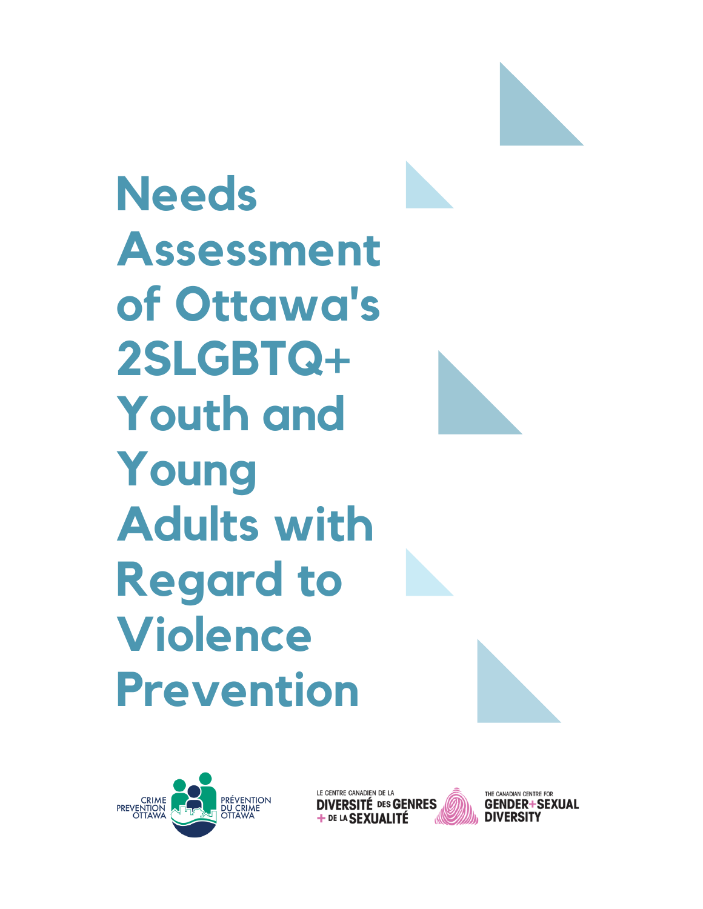# Needs Assessment of Ottawa's 2SLGBTQ+ Youth and Young Adults with Regard to Violence Prevention

CRIME PREVENTION OTTAWA
PRÉVENTION DU CRIME OTTAWA

LE CENTRE CANADIEN DE LA DIVERSITÉ DES GENRES + DE LA SEXUALITÉ

THE CANADIAN CENTRE FOR GENDER + SEXUAL DIVERSITY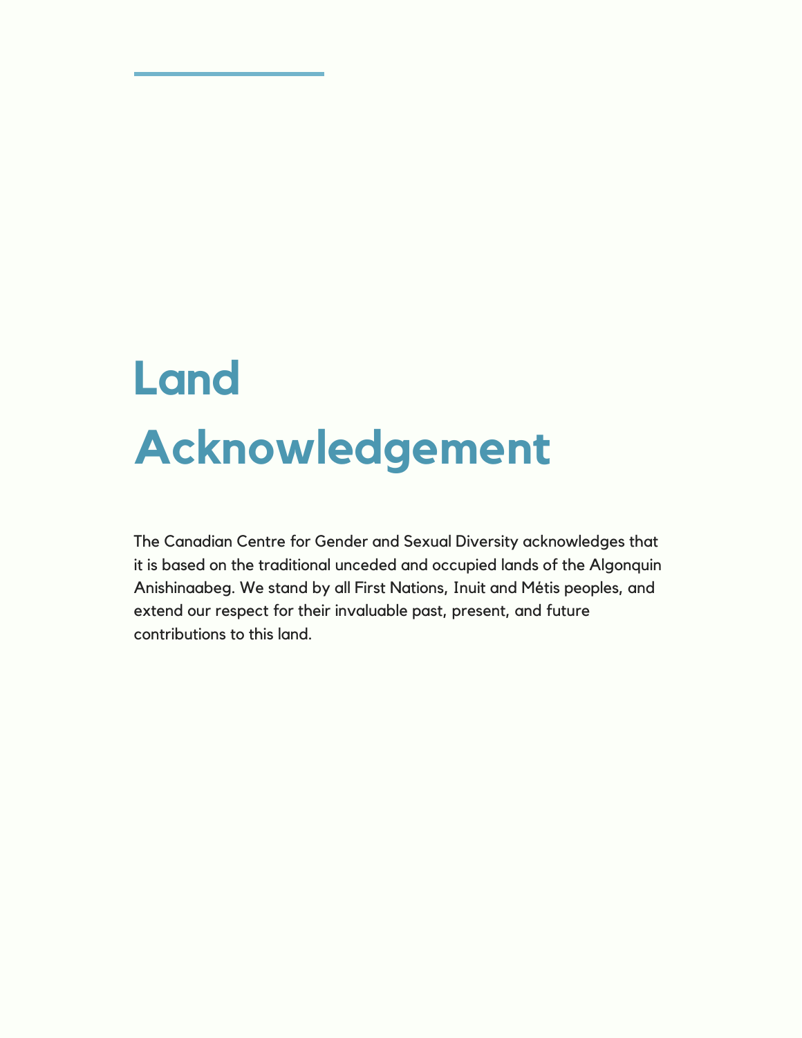# Land Acknowledgement

The Canadian Centre for Gender and Sexual Diversity acknowledges that it is based on the traditional unceded and occupied lands of the Algonquin Anishinaabeg. We stand by all First Nations, Inuit and Métis peoples, and extend our respect for their invaluable past, present, and future contributions to this land.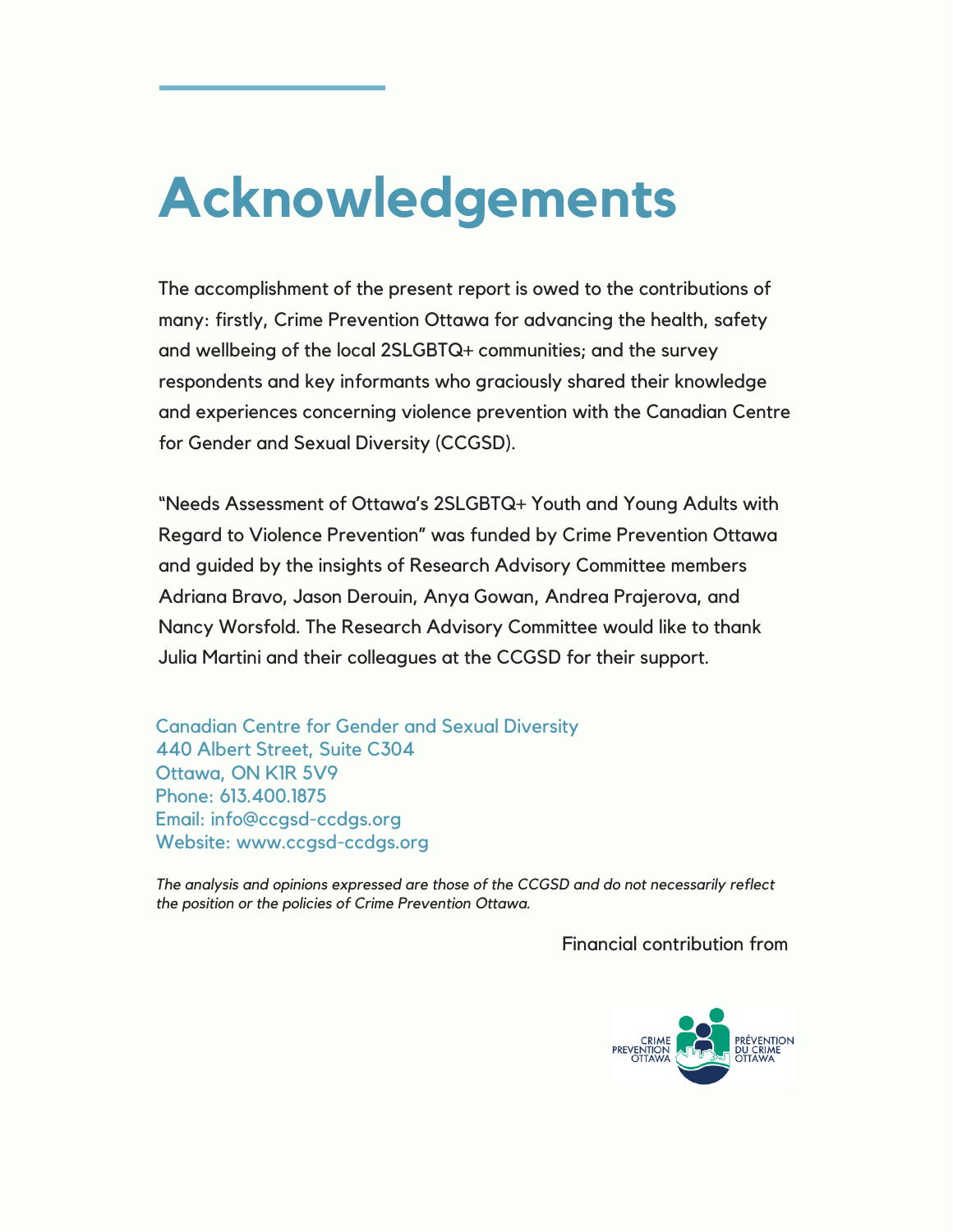# Acknowledgements

The accomplishment of the present report is owed to the contributions of many: firstly, Crime Prevention Ottawa for advancing the health, safety and wellbeing of the local 2SLGBTQ+ communities; and the survey respondents and key informants who graciously shared their knowledge and experiences concerning violence prevention with the Canadian Centre for Gender and Sexual Diversity (CCGSD).

"Needs Assessment of Ottawa's 2SLGBTQ+ Youth and Young Adults with Regard to Violence Prevention" was funded by Crime Prevention Ottawa and guided by the insights of Research Advisory Committee members Adriana Bravo, Jason Derouin, Anya Gowan, Andrea Prajerova, and Nancy Worsfold. The Research Advisory Committee would like to thank Julia Martini and their colleagues at the CCGSD for their support.

Canadian Centre for Gender and Sexual Diversity
440 Albert Street, Suite C304
Ottawa, ON K1R 5V9
Phone: 613.400.1875
Email: info@ccgsd-ccdgs.org
Website: www.ccgsd-ccdgs.org

*The analysis and opinions expressed are those of the CCGSD and do not necessarily reflect the position or the policies of Crime Prevention Ottawa.*

Financial contribution from

CRIME PREVENTION OTTAWA
PRÉVENTION DU CRIME OTTAWA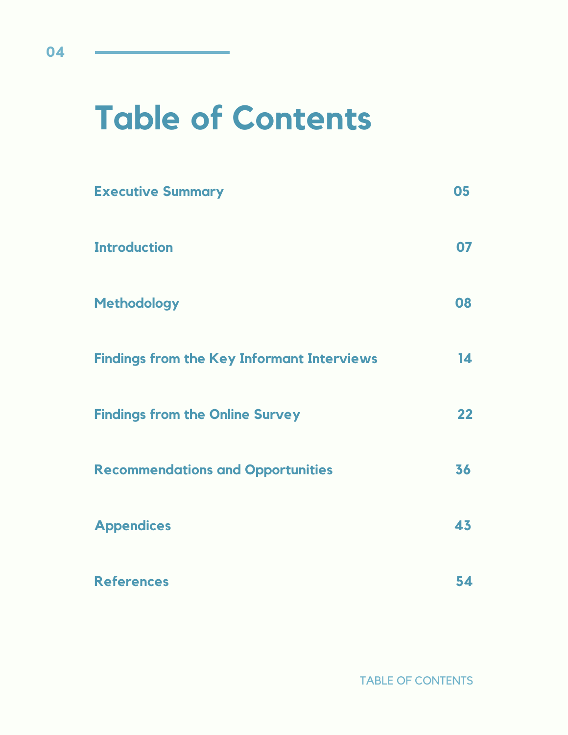# Table of Contents

| | |
|---|---|
| Executive Summary | 05 |
| Introduction | 07 |
| Methodology | 08 |
| Findings from the Key Informant Interviews | 14 |
| Findings from the Online Survey | 22 |
| Recommendations and Opportunities | 36 |
| Appendices | 43 |
| References | 54 |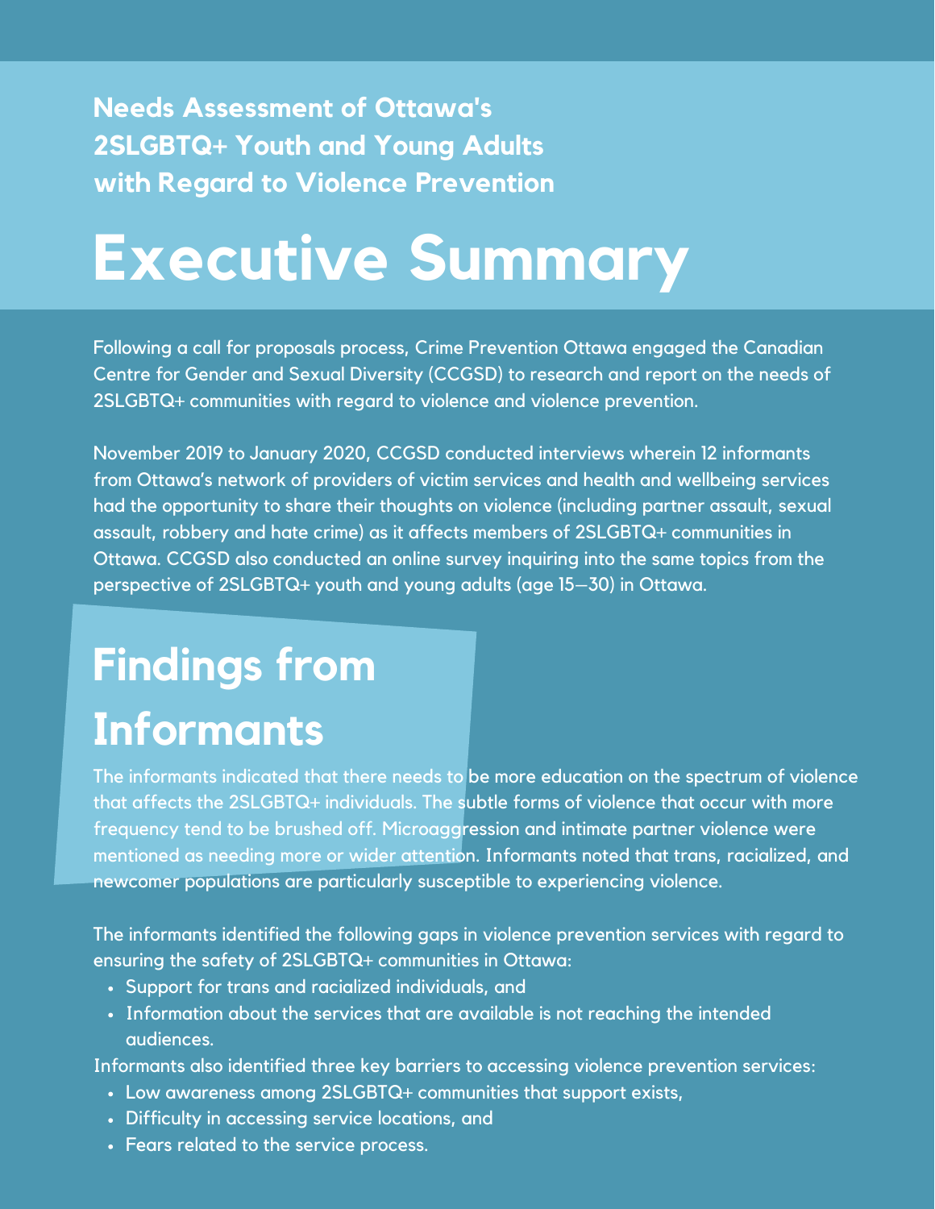**Needs Assessment of Ottawa's 2SLGBTQ+ Youth and Young Adults with Regard to Violence Prevention**

# Executive Summary

Following a call for proposals process, Crime Prevention Ottawa engaged the Canadian Centre for Gender and Sexual Diversity (CCGSD) to research and report on the needs of 2SLGBTQ+ communities with regard to violence and violence prevention.

November 2019 to January 2020, CCGSD conducted interviews wherein 12 informants from Ottawa's network of providers of victim services and health and wellbeing services had the opportunity to share their thoughts on violence (including partner assault, sexual assault, robbery and hate crime) as it affects members of 2SLGBTQ+ communities in Ottawa. CCGSD also conducted an online survey inquiring into the same topics from the perspective of 2SLGBTQ+ youth and young adults (age 15—30) in Ottawa.

## Findings from Informants

The informants indicated that there needs to be more education on the spectrum of violence that affects the 2SLGBTQ+ individuals. The subtle forms of violence that occur with more frequency tend to be brushed off. Microaggression and intimate partner violence were mentioned as needing more or wider attention. Informants noted that trans, racialized, and newcomer populations are particularly susceptible to experiencing violence.

The informants identified the following gaps in violence prevention services with regard to ensuring the safety of 2SLGBTQ+ communities in Ottawa:

- Support for trans and racialized individuals, and
- Information about the services that are available is not reaching the intended audiences.

Informants also identified three key barriers to accessing violence prevention services:

- Low awareness among 2SLGBTQ+ communities that support exists,
- Difficulty in accessing service locations, and
- Fears related to the service process.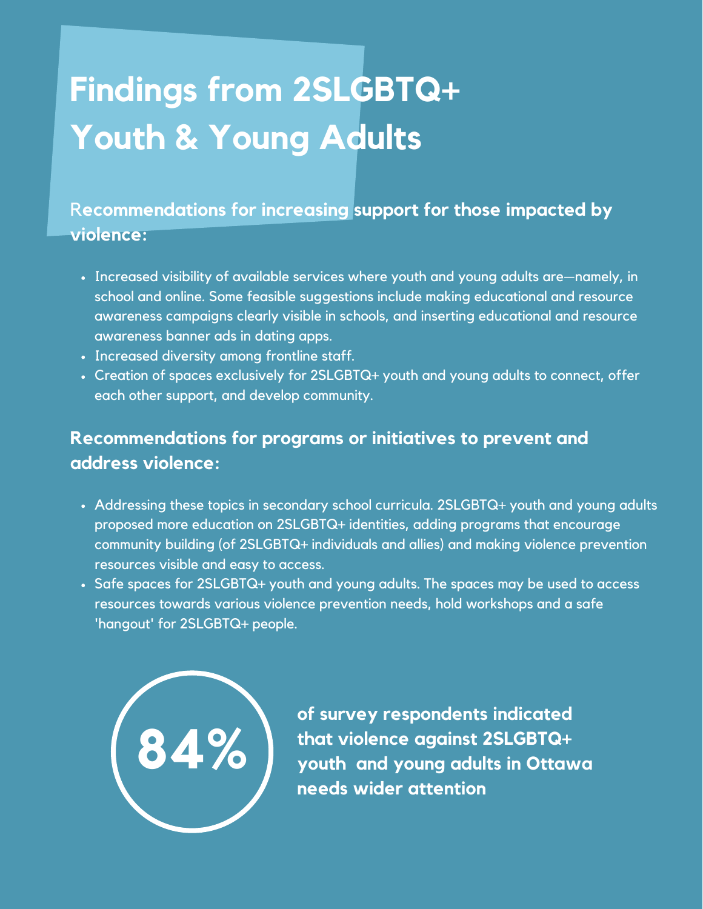# Findings from 2SLGBTQ+ Youth & Young Adults

### Recommendations for increasing support for those impacted by violence:

- Increased visibility of available services where youth and young adults are—namely, in school and online. Some feasible suggestions include making educational and resource awareness campaigns clearly visible in schools, and inserting educational and resource awareness banner ads in dating apps.
- Increased diversity among frontline staff.
- Creation of spaces exclusively for 2SLGBTQ+ youth and young adults to connect, offer each other support, and develop community.

### Recommendations for programs or initiatives to prevent and address violence:

- Addressing these topics in secondary school curricula. 2SLGBTQ+ youth and young adults proposed more education on 2SLGBTQ+ identities, adding programs that encourage community building (of 2SLGBTQ+ individuals and allies) and making violence prevention resources visible and easy to access.
- Safe spaces for 2SLGBTQ+ youth and young adults. The spaces may be used to access resources towards various violence prevention needs, hold workshops and a safe 'hangout' for 2SLGBTQ+ people.

**84%** **of survey respondents indicated that violence against 2SLGBTQ+ youth and young adults in Ottawa needs wider attention**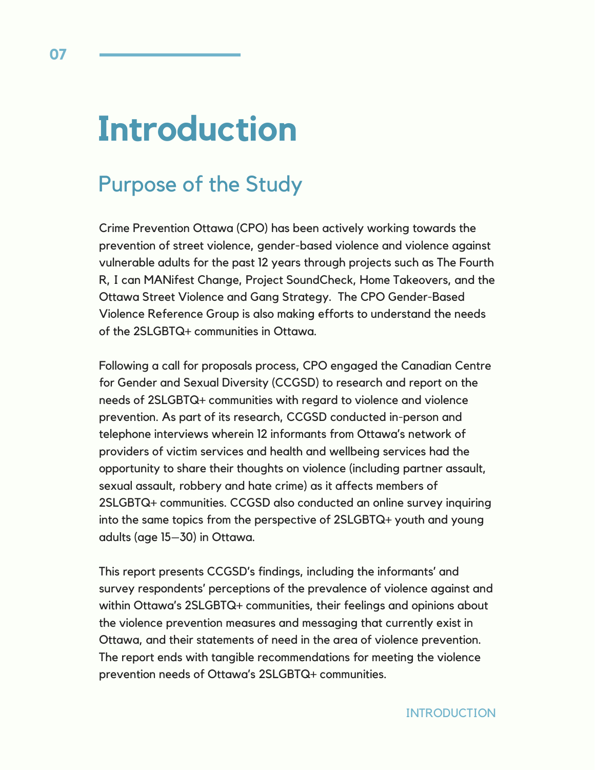# Introduction

## Purpose of the Study

Crime Prevention Ottawa (CPO) has been actively working towards the prevention of street violence, gender-based violence and violence against vulnerable adults for the past 12 years through projects such as The Fourth R, I can MANifest Change, Project SoundCheck, Home Takeovers, and the Ottawa Street Violence and Gang Strategy. The CPO Gender-Based Violence Reference Group is also making efforts to understand the needs of the 2SLGBTQ+ communities in Ottawa.

Following a call for proposals process, CPO engaged the Canadian Centre for Gender and Sexual Diversity (CCGSD) to research and report on the needs of 2SLGBTQ+ communities with regard to violence and violence prevention. As part of its research, CCGSD conducted in-person and telephone interviews wherein 12 informants from Ottawa's network of providers of victim services and health and wellbeing services had the opportunity to share their thoughts on violence (including partner assault, sexual assault, robbery and hate crime) as it affects members of 2SLGBTQ+ communities. CCGSD also conducted an online survey inquiring into the same topics from the perspective of 2SLGBTQ+ youth and young adults (age 15—30) in Ottawa.

This report presents CCGSD's findings, including the informants' and survey respondents' perceptions of the prevalence of violence against and within Ottawa's 2SLGBTQ+ communities, their feelings and opinions about the violence prevention measures and messaging that currently exist in Ottawa, and their statements of need in the area of violence prevention. The report ends with tangible recommendations for meeting the violence prevention needs of Ottawa's 2SLGBTQ+ communities.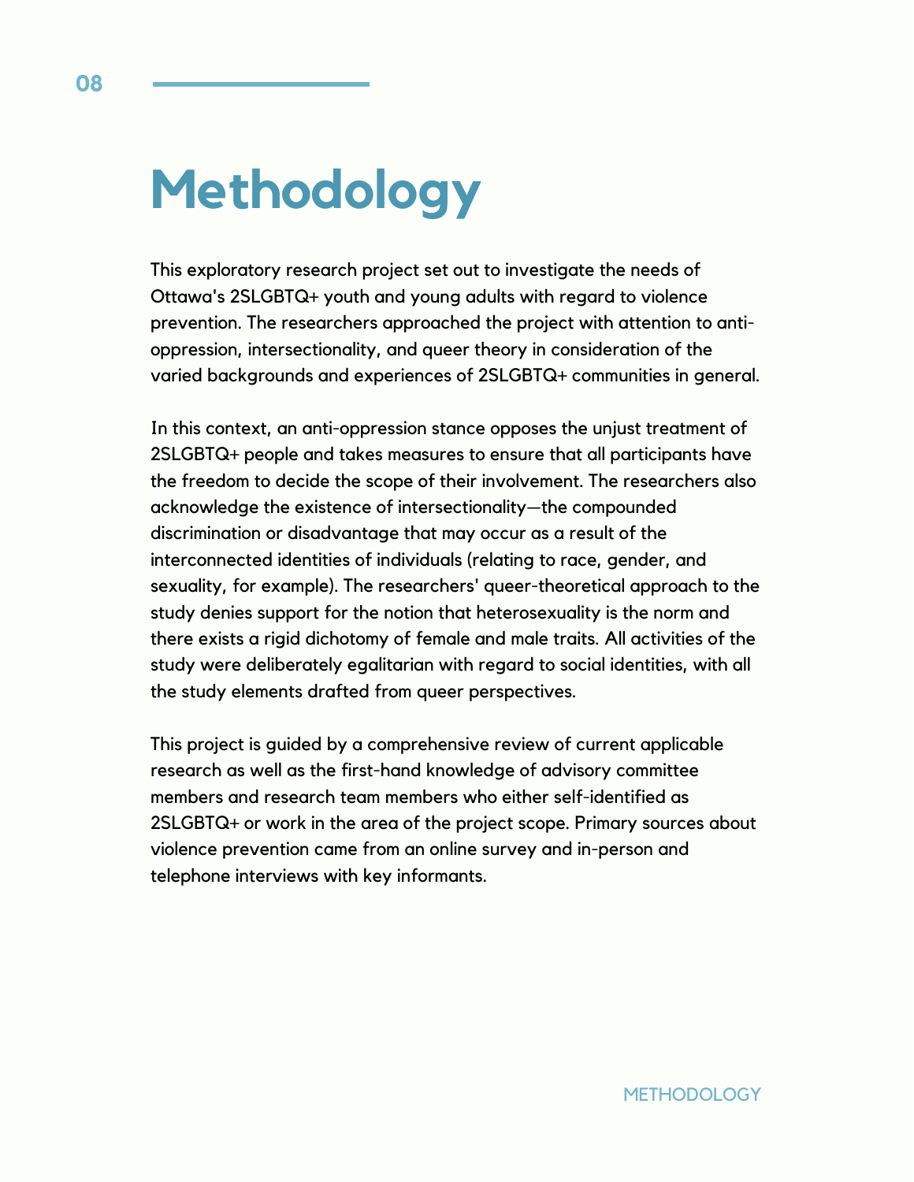# Methodology

This exploratory research project set out to investigate the needs of Ottawa's 2SLGBTQ+ youth and young adults with regard to violence prevention. The researchers approached the project with attention to anti-oppression, intersectionality, and queer theory in consideration of the varied backgrounds and experiences of 2SLGBTQ+ communities in general.

In this context, an anti-oppression stance opposes the unjust treatment of 2SLGBTQ+ people and takes measures to ensure that all participants have the freedom to decide the scope of their involvement. The researchers also acknowledge the existence of intersectionality—the compounded discrimination or disadvantage that may occur as a result of the interconnected identities of individuals (relating to race, gender, and sexuality, for example). The researchers' queer-theoretical approach to the study denies support for the notion that heterosexuality is the norm and there exists a rigid dichotomy of female and male traits. All activities of the study were deliberately egalitarian with regard to social identities, with all the study elements drafted from queer perspectives.

This project is guided by a comprehensive review of current applicable research as well as the first-hand knowledge of advisory committee members and research team members who either self-identified as 2SLGBTQ+ or work in the area of the project scope. Primary sources about violence prevention came from an online survey and in-person and telephone interviews with key informants.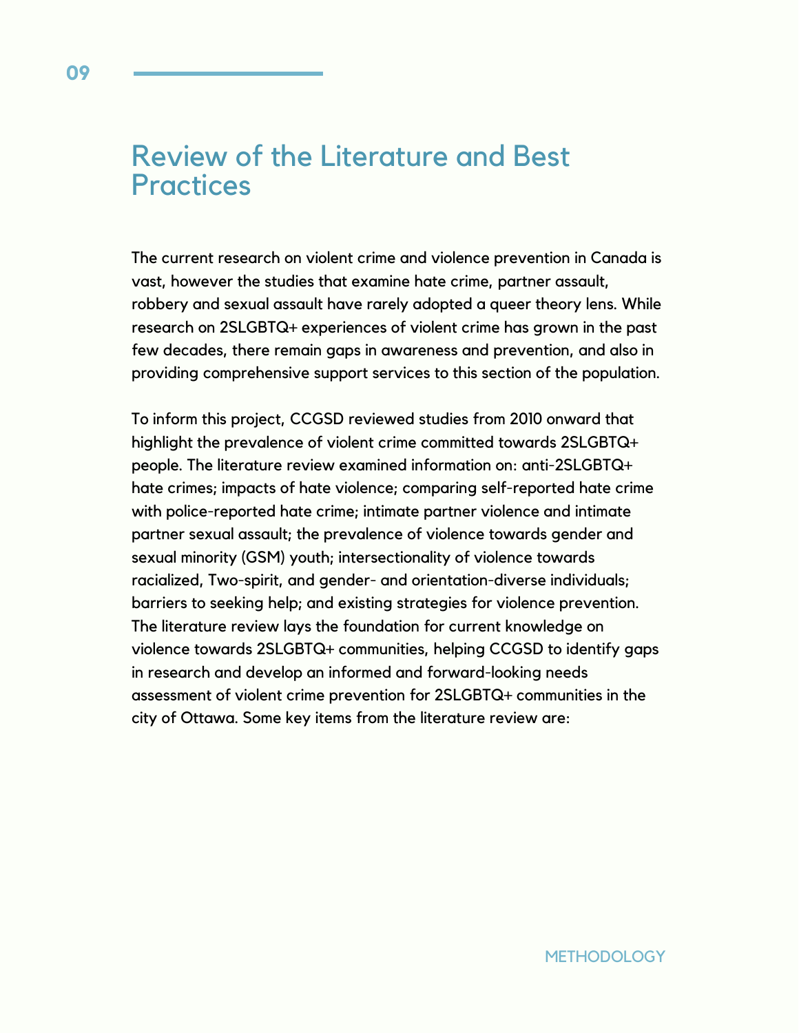# Review of the Literature and Best Practices

The current research on violent crime and violence prevention in Canada is vast, however the studies that examine hate crime, partner assault, robbery and sexual assault have rarely adopted a queer theory lens. While research on 2SLGBTQ+ experiences of violent crime has grown in the past few decades, there remain gaps in awareness and prevention, and also in providing comprehensive support services to this section of the population.

To inform this project, CCGSD reviewed studies from 2010 onward that highlight the prevalence of violent crime committed towards 2SLGBTQ+ people. The literature review examined information on: anti-2SLGBTQ+ hate crimes; impacts of hate violence; comparing self-reported hate crime with police-reported hate crime; intimate partner violence and intimate partner sexual assault; the prevalence of violence towards gender and sexual minority (GSM) youth; intersectionality of violence towards racialized, Two-spirit, and gender- and orientation-diverse individuals; barriers to seeking help; and existing strategies for violence prevention. The literature review lays the foundation for current knowledge on violence towards 2SLGBTQ+ communities, helping CCGSD to identify gaps in research and develop an informed and forward-looking needs assessment of violent crime prevention for 2SLGBTQ+ communities in the city of Ottawa. Some key items from the literature review are: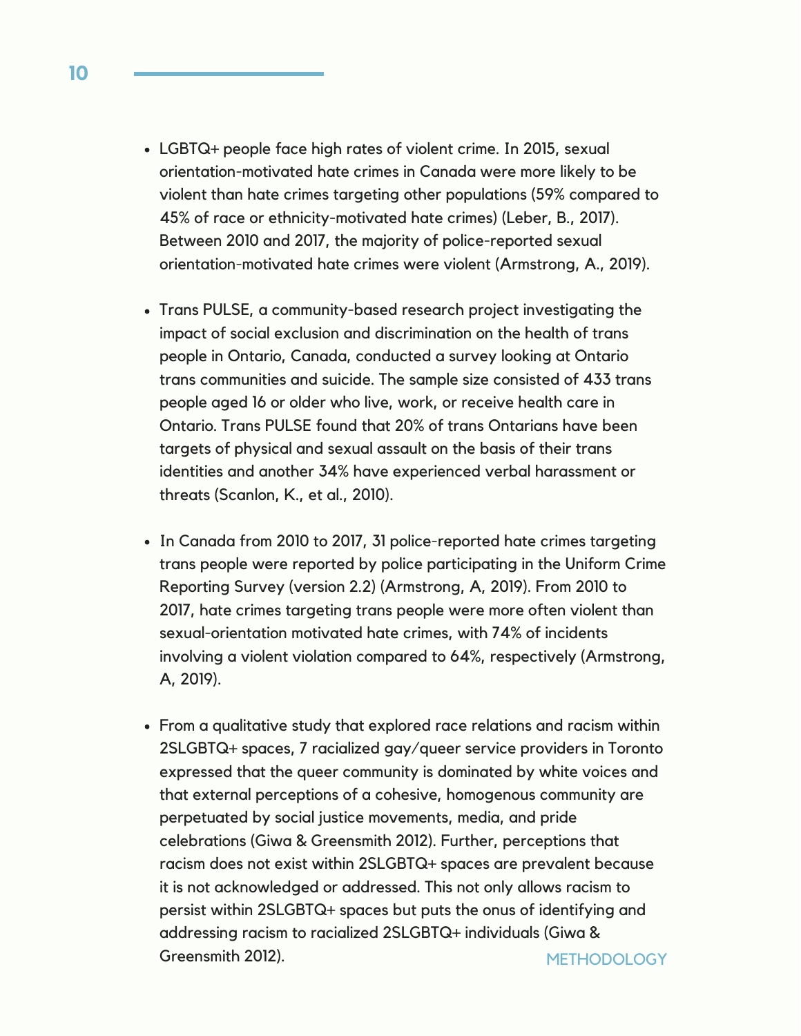- LGBTQ+ people face high rates of violent crime. In 2015, sexual orientation-motivated hate crimes in Canada were more likely to be violent than hate crimes targeting other populations (59% compared to 45% of race or ethnicity-motivated hate crimes) (Leber, B., 2017). Between 2010 and 2017, the majority of police-reported sexual orientation-motivated hate crimes were violent (Armstrong, A., 2019).

- Trans PULSE, a community-based research project investigating the impact of social exclusion and discrimination on the health of trans people in Ontario, Canada, conducted a survey looking at Ontario trans communities and suicide. The sample size consisted of 433 trans people aged 16 or older who live, work, or receive health care in Ontario. Trans PULSE found that 20% of trans Ontarians have been targets of physical and sexual assault on the basis of their trans identities and another 34% have experienced verbal harassment or threats (Scanlon, K., et al., 2010).

- In Canada from 2010 to 2017, 31 police-reported hate crimes targeting trans people were reported by police participating in the Uniform Crime Reporting Survey (version 2.2) (Armstrong, A, 2019). From 2010 to 2017, hate crimes targeting trans people were more often violent than sexual-orientation motivated hate crimes, with 74% of incidents involving a violent violation compared to 64%, respectively (Armstrong, A, 2019).

- From a qualitative study that explored race relations and racism within 2SLGBTQ+ spaces, 7 racialized gay/queer service providers in Toronto expressed that the queer community is dominated by white voices and that external perceptions of a cohesive, homogenous community are perpetuated by social justice movements, media, and pride celebrations (Giwa & Greensmith 2012). Further, perceptions that racism does not exist within 2SLGBTQ+ spaces are prevalent because it is not acknowledged or addressed. This not only allows racism to persist within 2SLGBTQ+ spaces but puts the onus of identifying and addressing racism to racialized 2SLGBTQ+ individuals (Giwa & Greensmith 2012).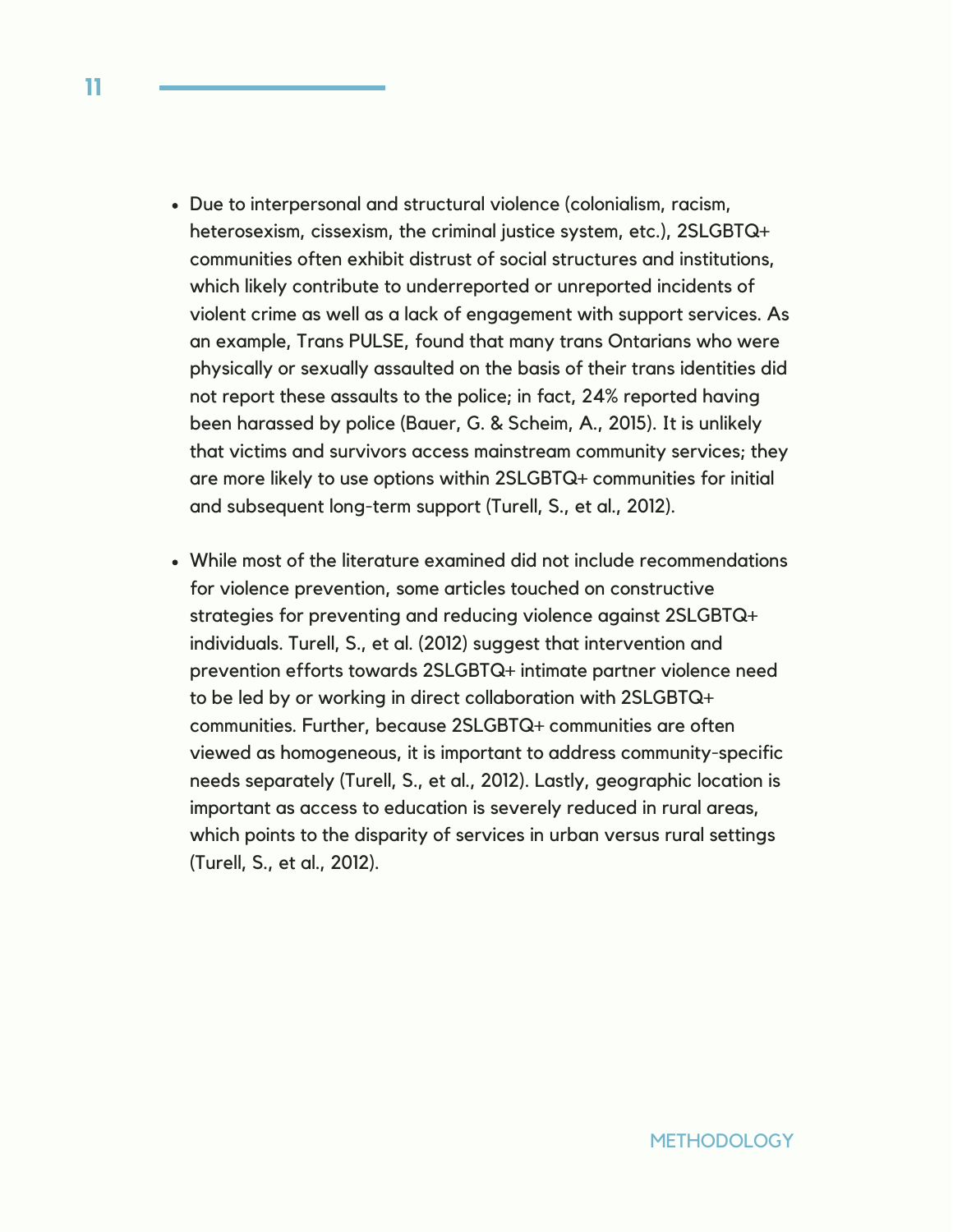- Due to interpersonal and structural violence (colonialism, racism, heterosexism, cissexism, the criminal justice system, etc.), 2SLGBTQ+ communities often exhibit distrust of social structures and institutions, which likely contribute to underreported or unreported incidents of violent crime as well as a lack of engagement with support services. As an example, Trans PULSE, found that many trans Ontarians who were physically or sexually assaulted on the basis of their trans identities did not report these assaults to the police; in fact, 24% reported having been harassed by police (Bauer, G. & Scheim, A., 2015). It is unlikely that victims and survivors access mainstream community services; they are more likely to use options within 2SLGBTQ+ communities for initial and subsequent long-term support (Turell, S., et al., 2012).

- While most of the literature examined did not include recommendations for violence prevention, some articles touched on constructive strategies for preventing and reducing violence against 2SLGBTQ+ individuals. Turell, S., et al. (2012) suggest that intervention and prevention efforts towards 2SLGBTQ+ intimate partner violence need to be led by or working in direct collaboration with 2SLGBTQ+ communities. Further, because 2SLGBTQ+ communities are often viewed as homogeneous, it is important to address community-specific needs separately (Turell, S., et al., 2012). Lastly, geographic location is important as access to education is severely reduced in rural areas, which points to the disparity of services in urban versus rural settings (Turell, S., et al., 2012).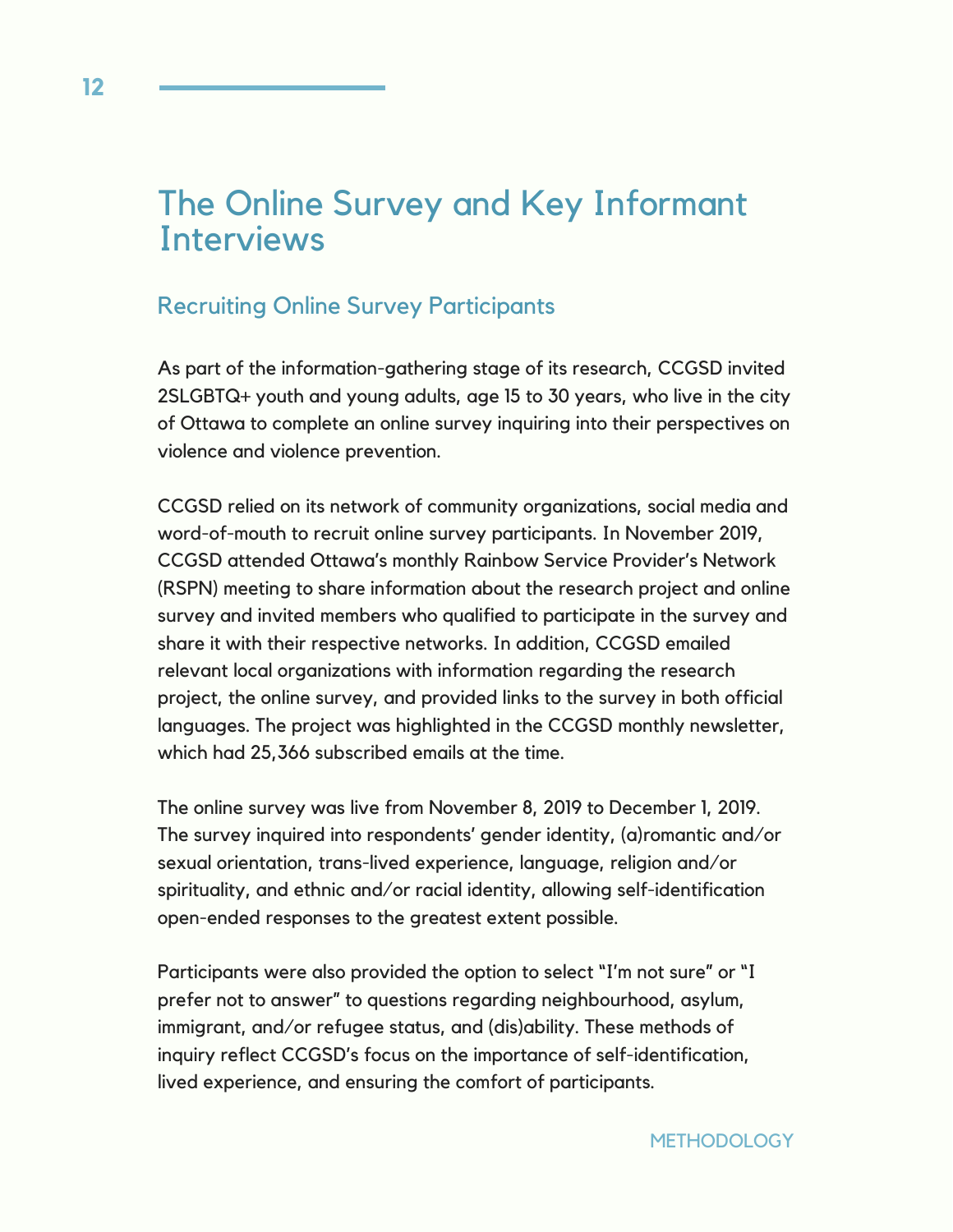# The Online Survey and Key Informant Interviews

## Recruiting Online Survey Participants

As part of the information-gathering stage of its research, CCGSD invited 2SLGBTQ+ youth and young adults, age 15 to 30 years, who live in the city of Ottawa to complete an online survey inquiring into their perspectives on violence and violence prevention.

CCGSD relied on its network of community organizations, social media and word-of-mouth to recruit online survey participants. In November 2019, CCGSD attended Ottawa's monthly Rainbow Service Provider's Network (RSPN) meeting to share information about the research project and online survey and invited members who qualified to participate in the survey and share it with their respective networks. In addition, CCGSD emailed relevant local organizations with information regarding the research project, the online survey, and provided links to the survey in both official languages. The project was highlighted in the CCGSD monthly newsletter, which had 25,366 subscribed emails at the time.

The online survey was live from November 8, 2019 to December 1, 2019. The survey inquired into respondents' gender identity, (a)romantic and/or sexual orientation, trans-lived experience, language, religion and/or spirituality, and ethnic and/or racial identity, allowing self-identification open-ended responses to the greatest extent possible.

Participants were also provided the option to select "I'm not sure" or "I prefer not to answer" to questions regarding neighbourhood, asylum, immigrant, and/or refugee status, and (dis)ability. These methods of inquiry reflect CCGSD's focus on the importance of self-identification, lived experience, and ensuring the comfort of participants.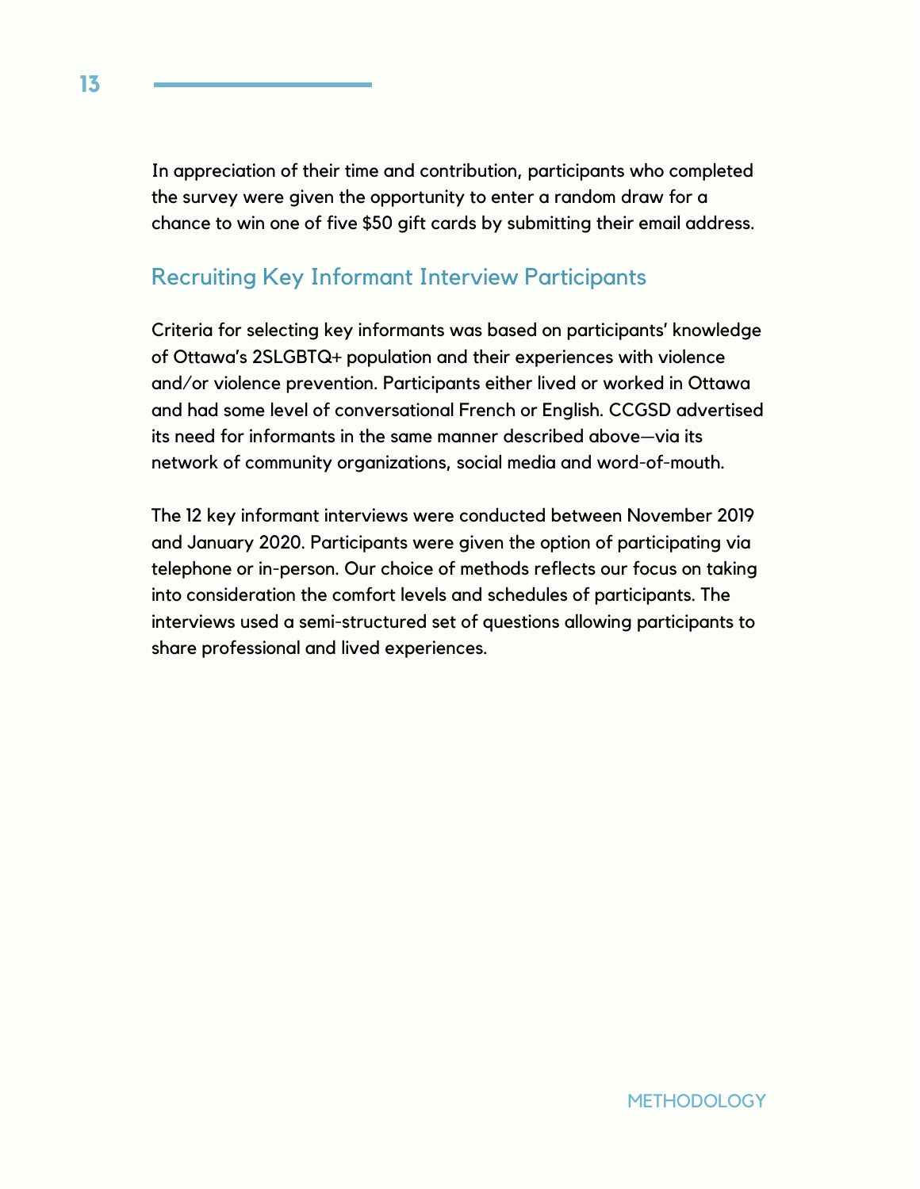In appreciation of their time and contribution, participants who completed the survey were given the opportunity to enter a random draw for a chance to win one of five $50 gift cards by submitting their email address.

## Recruiting Key Informant Interview Participants

Criteria for selecting key informants was based on participants' knowledge of Ottawa's 2SLGBTQ+ population and their experiences with violence and/or violence prevention. Participants either lived or worked in Ottawa and had some level of conversational French or English. CCGSD advertised its need for informants in the same manner described above—via its network of community organizations, social media and word-of-mouth.

The 12 key informant interviews were conducted between November 2019 and January 2020. Participants were given the option of participating via telephone or in-person. Our choice of methods reflects our focus on taking into consideration the comfort levels and schedules of participants. The interviews used a semi-structured set of questions allowing participants to share professional and lived experiences.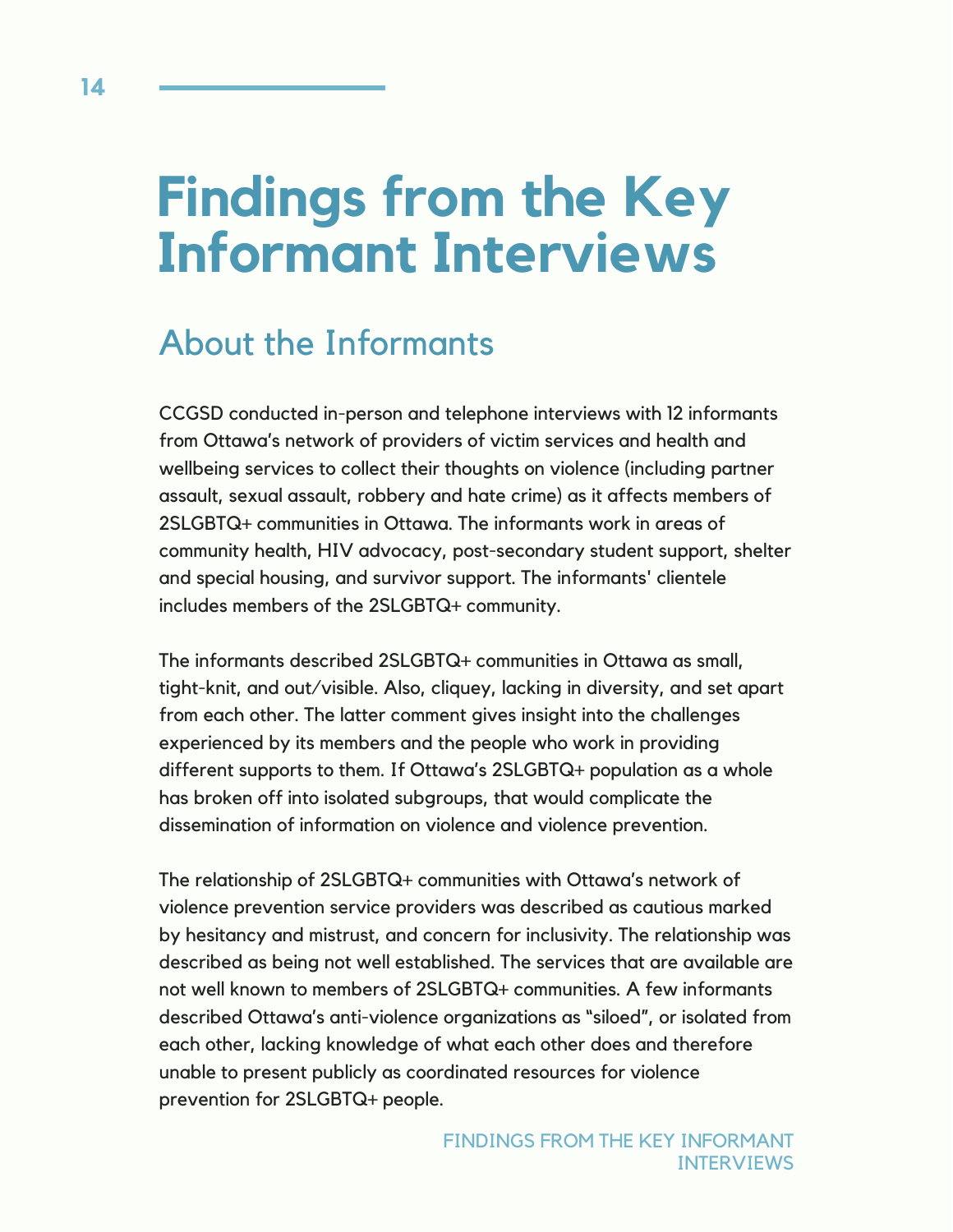# Findings from the Key Informant Interviews

## About the Informants

CCGSD conducted in-person and telephone interviews with 12 informants from Ottawa's network of providers of victim services and health and wellbeing services to collect their thoughts on violence (including partner assault, sexual assault, robbery and hate crime) as it affects members of 2SLGBTQ+ communities in Ottawa. The informants work in areas of community health, HIV advocacy, post-secondary student support, shelter and special housing, and survivor support. The informants' clientele includes members of the 2SLGBTQ+ community.

The informants described 2SLGBTQ+ communities in Ottawa as small, tight-knit, and out/visible. Also, cliquey, lacking in diversity, and set apart from each other. The latter comment gives insight into the challenges experienced by its members and the people who work in providing different supports to them. If Ottawa's 2SLGBTQ+ population as a whole has broken off into isolated subgroups, that would complicate the dissemination of information on violence and violence prevention.

The relationship of 2SLGBTQ+ communities with Ottawa's network of violence prevention service providers was described as cautious marked by hesitancy and mistrust, and concern for inclusivity. The relationship was described as being not well established. The services that are available are not well known to members of 2SLGBTQ+ communities. A few informants described Ottawa's anti-violence organizations as "siloed", or isolated from each other, lacking knowledge of what each other does and therefore unable to present publicly as coordinated resources for violence prevention for 2SLGBTQ+ people.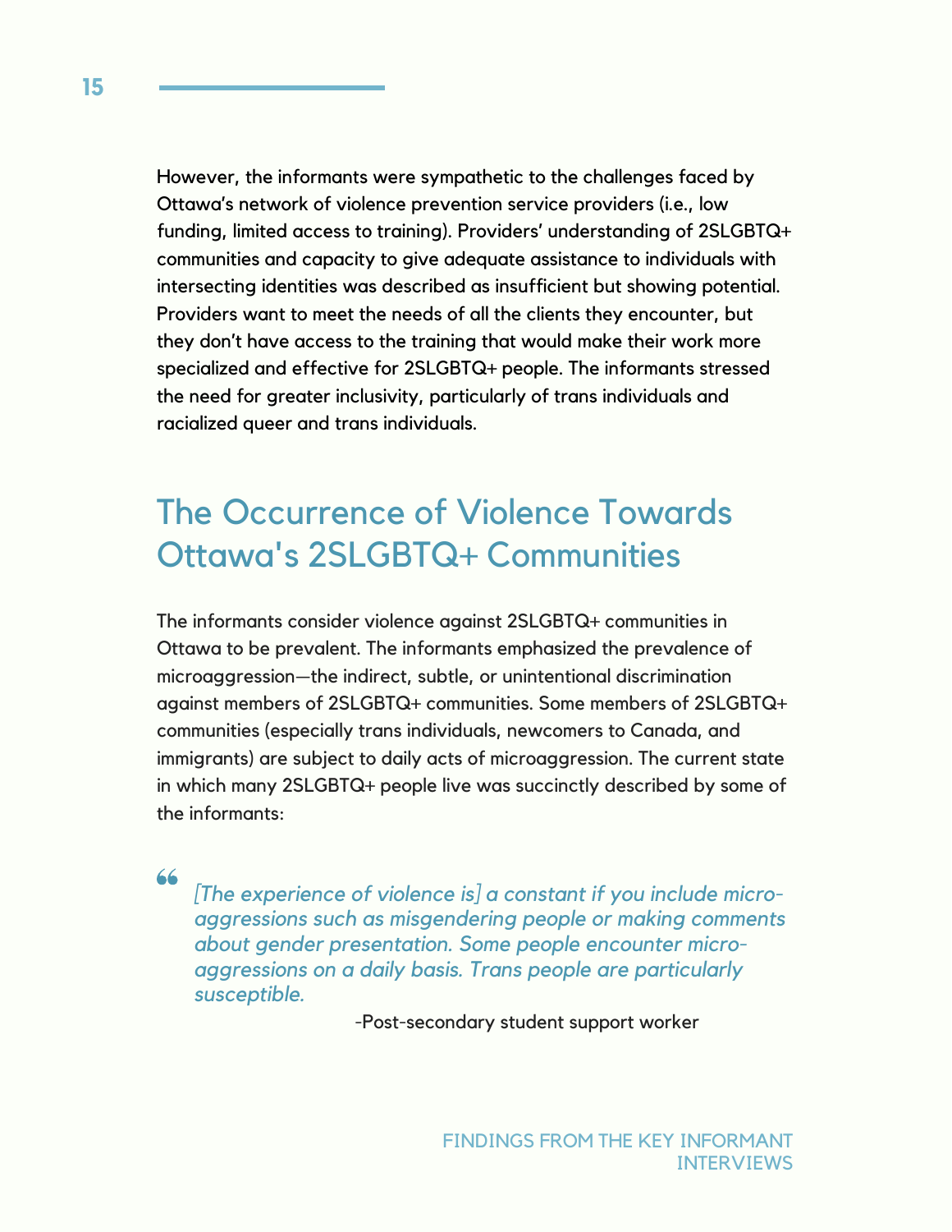However, the informants were sympathetic to the challenges faced by Ottawa's network of violence prevention service providers (i.e., low funding, limited access to training). Providers' understanding of 2SLGBTQ+ communities and capacity to give adequate assistance to individuals with intersecting identities was described as insufficient but showing potential. Providers want to meet the needs of all the clients they encounter, but they don't have access to the training that would make their work more specialized and effective for 2SLGBTQ+ people. The informants stressed the need for greater inclusivity, particularly of trans individuals and racialized queer and trans individuals.

## The Occurrence of Violence Towards Ottawa's 2SLGBTQ+ Communities

The informants consider violence against 2SLGBTQ+ communities in Ottawa to be prevalent. The informants emphasized the prevalence of microaggression—the indirect, subtle, or unintentional discrimination against members of 2SLGBTQ+ communities. Some members of 2SLGBTQ+ communities (especially trans individuals, newcomers to Canada, and immigrants) are subject to daily acts of microaggression. The current state in which many 2SLGBTQ+ people live was succinctly described by some of the informants:

> *[The experience of violence is] a constant if you include micro-aggressions such as misgendering people or making comments about gender presentation. Some people encounter micro-aggressions on a daily basis. Trans people are particularly susceptible.*
>
> -Post-secondary student support worker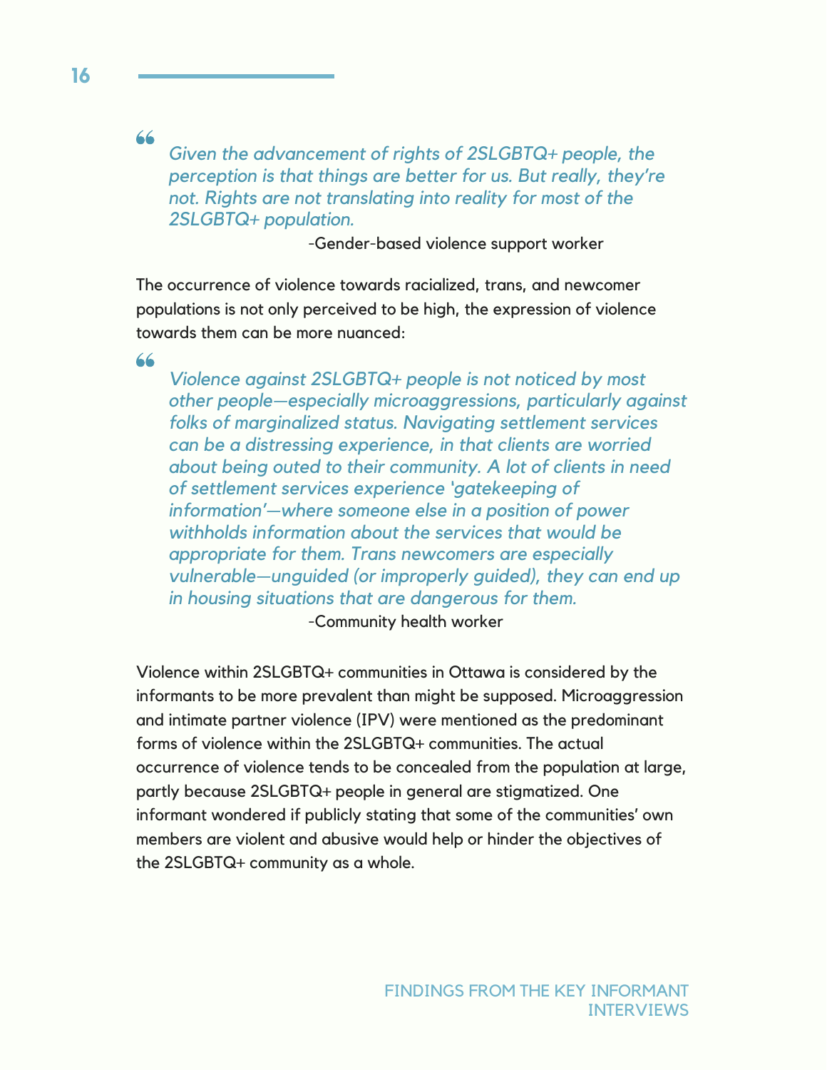> *Given the advancement of rights of 2SLGBTQ+ people, the perception is that things are better for us. But really, they're not. Rights are not translating into reality for most of the 2SLGBTQ+ population.*
>
> -Gender-based violence support worker

The occurrence of violence towards racialized, trans, and newcomer populations is not only perceived to be high, the expression of violence towards them can be more nuanced:

> *Violence against 2SLGBTQ+ people is not noticed by most other people—especially microaggressions, particularly against folks of marginalized status. Navigating settlement services can be a distressing experience, in that clients are worried about being outed to their community. A lot of clients in need of settlement services experience 'gatekeeping of information'—where someone else in a position of power withholds information about the services that would be appropriate for them. Trans newcomers are especially vulnerable—unguided (or improperly guided), they can end up in housing situations that are dangerous for them.*
>
> -Community health worker

Violence within 2SLGBTQ+ communities in Ottawa is considered by the informants to be more prevalent than might be supposed. Microaggression and intimate partner violence (IPV) were mentioned as the predominant forms of violence within the 2SLGBTQ+ communities. The actual occurrence of violence tends to be concealed from the population at large, partly because 2SLGBTQ+ people in general are stigmatized. One informant wondered if publicly stating that some of the communities' own members are violent and abusive would help or hinder the objectives of the 2SLGBTQ+ community as a whole.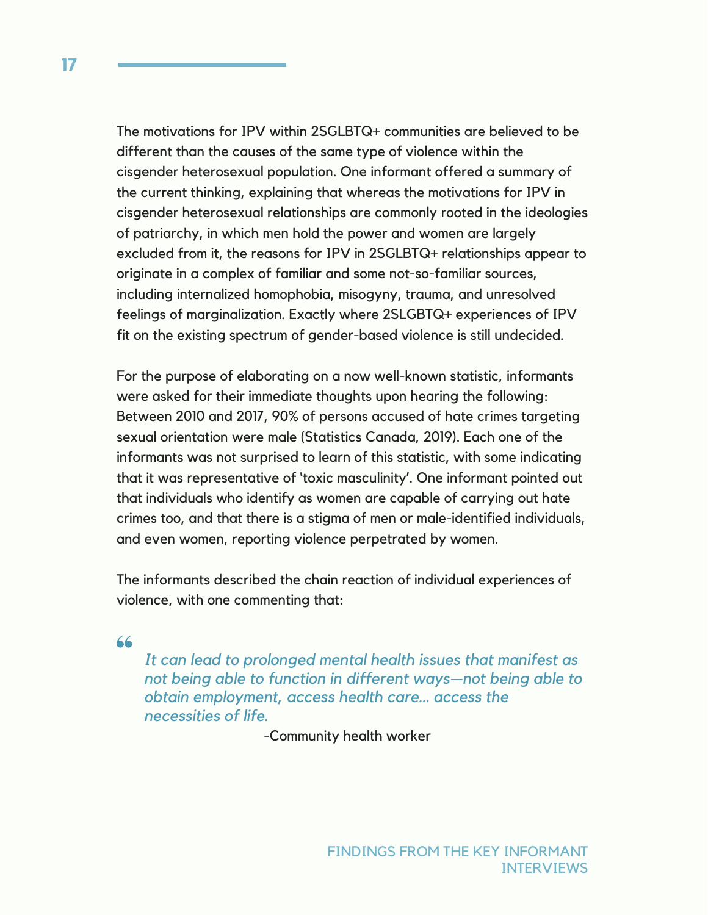The motivations for IPV within 2SGLBTQ+ communities are believed to be different than the causes of the same type of violence within the cisgender heterosexual population. One informant offered a summary of the current thinking, explaining that whereas the motivations for IPV in cisgender heterosexual relationships are commonly rooted in the ideologies of patriarchy, in which men hold the power and women are largely excluded from it, the reasons for IPV in 2SGLBTQ+ relationships appear to originate in a complex of familiar and some not-so-familiar sources, including internalized homophobia, misogyny, trauma, and unresolved feelings of marginalization. Exactly where 2SLGBTQ+ experiences of IPV fit on the existing spectrum of gender-based violence is still undecided.

For the purpose of elaborating on a now well-known statistic, informants were asked for their immediate thoughts upon hearing the following: Between 2010 and 2017, 90% of persons accused of hate crimes targeting sexual orientation were male (Statistics Canada, 2019). Each one of the informants was not surprised to learn of this statistic, with some indicating that it was representative of 'toxic masculinity'. One informant pointed out that individuals who identify as women are capable of carrying out hate crimes too, and that there is a stigma of men or male-identified individuals, and even women, reporting violence perpetrated by women.

The informants described the chain reaction of individual experiences of violence, with one commenting that:

> *It can lead to prolonged mental health issues that manifest as not being able to function in different ways—not being able to obtain employment, access health care... access the necessities of life.*
>
> -Community health worker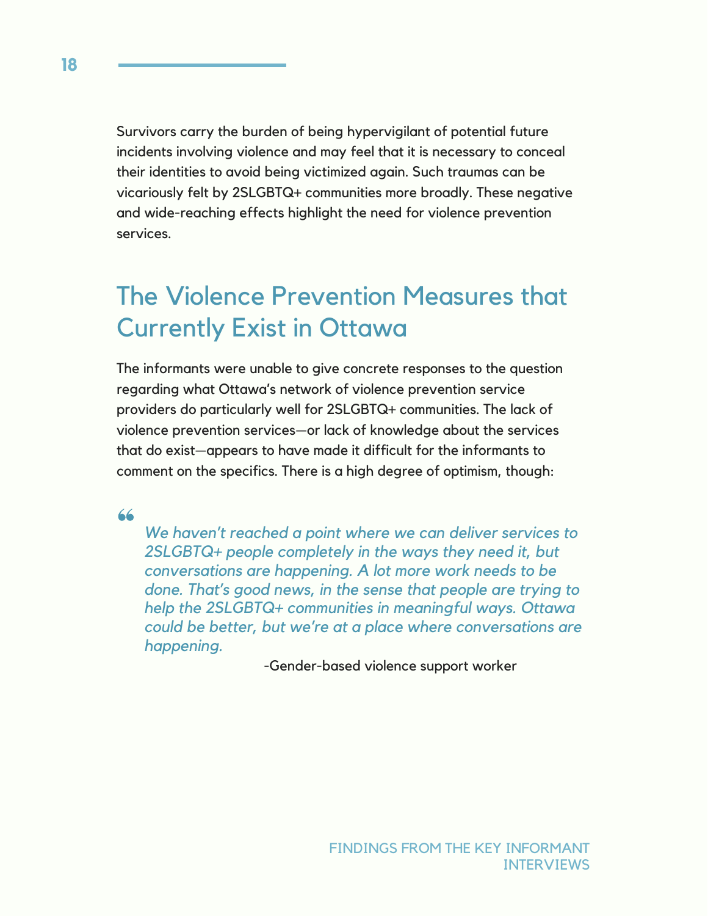Survivors carry the burden of being hypervigilant of potential future incidents involving violence and may feel that it is necessary to conceal their identities to avoid being victimized again. Such traumas can be vicariously felt by 2SLGBTQ+ communities more broadly. These negative and wide-reaching effects highlight the need for violence prevention services.

## The Violence Prevention Measures that Currently Exist in Ottawa

The informants were unable to give concrete responses to the question regarding what Ottawa's network of violence prevention service providers do particularly well for 2SLGBTQ+ communities. The lack of violence prevention services—or lack of knowledge about the services that do exist—appears to have made it difficult for the informants to comment on the specifics. There is a high degree of optimism, though:

> *We haven't reached a point where we can deliver services to 2SLGBTQ+ people completely in the ways they need it, but conversations are happening. A lot more work needs to be done. That's good news, in the sense that people are trying to help the 2SLGBTQ+ communities in meaningful ways. Ottawa could be better, but we're at a place where conversations are happening.*
>
> -Gender-based violence support worker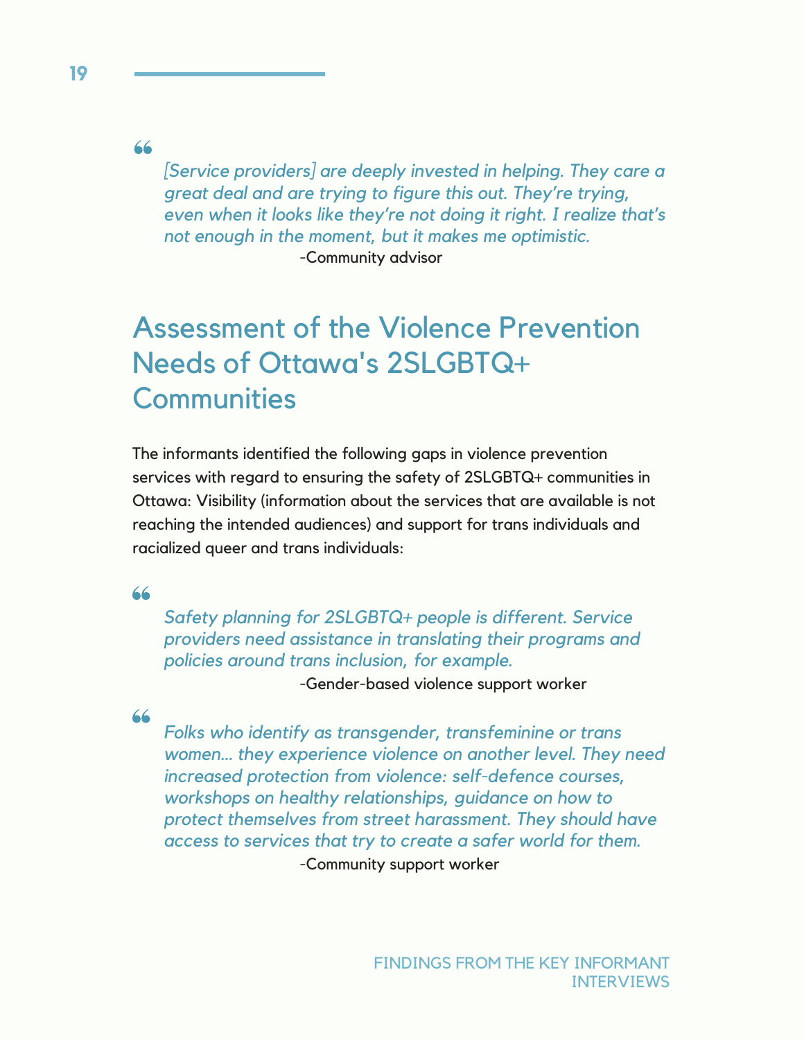> *[Service providers] are deeply invested in helping. They care a great deal and are trying to figure this out. They're trying, even when it looks like they're not doing it right. I realize that's not enough in the moment, but it makes me optimistic.*
>
> -Community advisor

## Assessment of the Violence Prevention Needs of Ottawa's 2SLGBTQ+ Communities

The informants identified the following gaps in violence prevention services with regard to ensuring the safety of 2SLGBTQ+ communities in Ottawa: Visibility (information about the services that are available is not reaching the intended audiences) and support for trans individuals and racialized queer and trans individuals:

> *Safety planning for 2SLGBTQ+ people is different. Service providers need assistance in translating their programs and policies around trans inclusion, for example.*
>
> -Gender-based violence support worker

> *Folks who identify as transgender, transfeminine or trans women... they experience violence on another level. They need increased protection from violence: self-defence courses, workshops on healthy relationships, guidance on how to protect themselves from street harassment. They should have access to services that try to create a safer world for them.*
>
> -Community support worker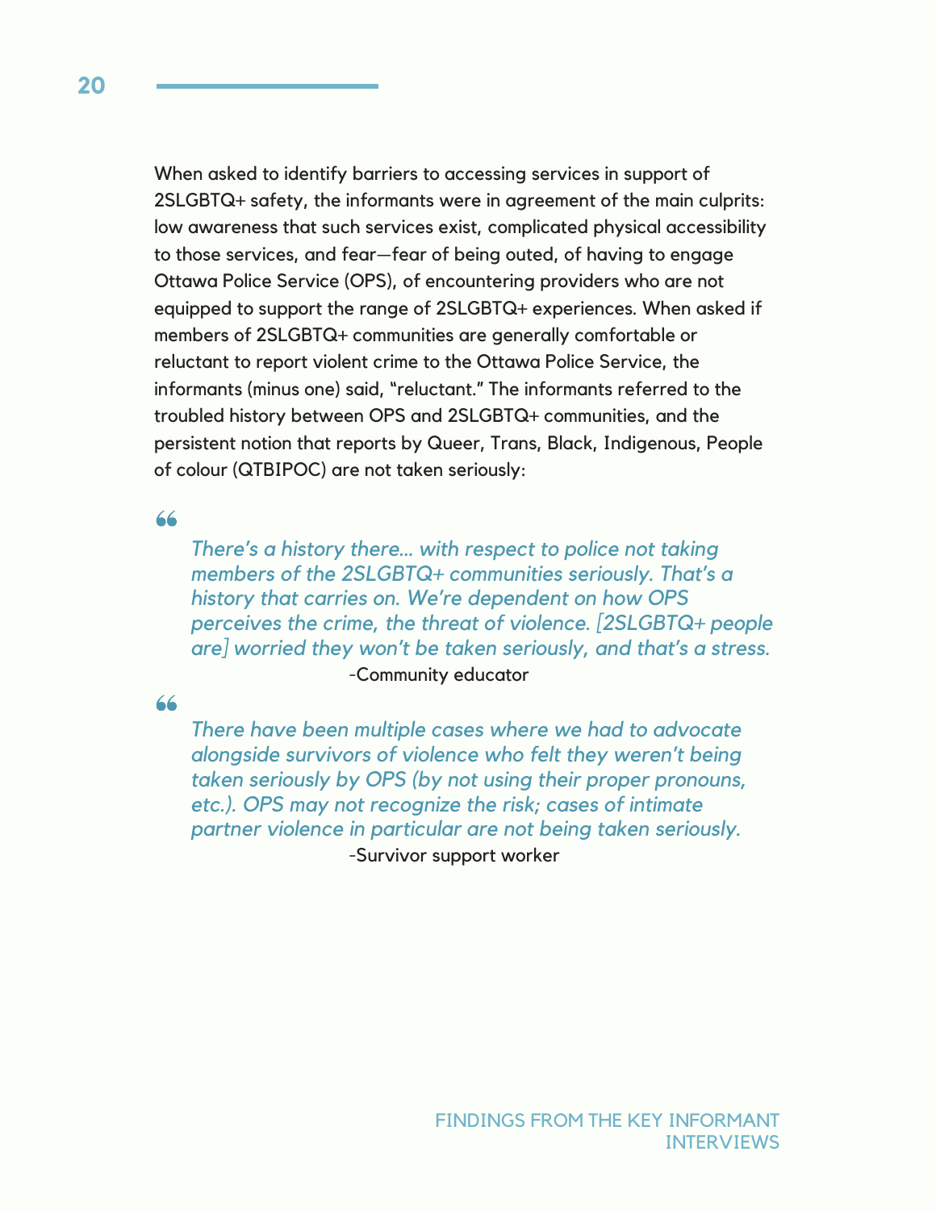When asked to identify barriers to accessing services in support of 2SLGBTQ+ safety, the informants were in agreement of the main culprits: low awareness that such services exist, complicated physical accessibility to those services, and fear—fear of being outed, of having to engage Ottawa Police Service (OPS), of encountering providers who are not equipped to support the range of 2SLGBTQ+ experiences. When asked if members of 2SLGBTQ+ communities are generally comfortable or reluctant to report violent crime to the Ottawa Police Service, the informants (minus one) said, "reluctant." The informants referred to the troubled history between OPS and 2SLGBTQ+ communities, and the persistent notion that reports by Queer, Trans, Black, Indigenous, People of colour (QTBIPOC) are not taken seriously:

> *There's a history there... with respect to police not taking members of the 2SLGBTQ+ communities seriously. That's a history that carries on. We're dependent on how OPS perceives the crime, the threat of violence. [2SLGBTQ+ people are] worried they won't be taken seriously, and that's a stress.*
>
> -Community educator

> *There have been multiple cases where we had to advocate alongside survivors of violence who felt they weren't being taken seriously by OPS (by not using their proper pronouns, etc.). OPS may not recognize the risk; cases of intimate partner violence in particular are not being taken seriously.*
>
> -Survivor support worker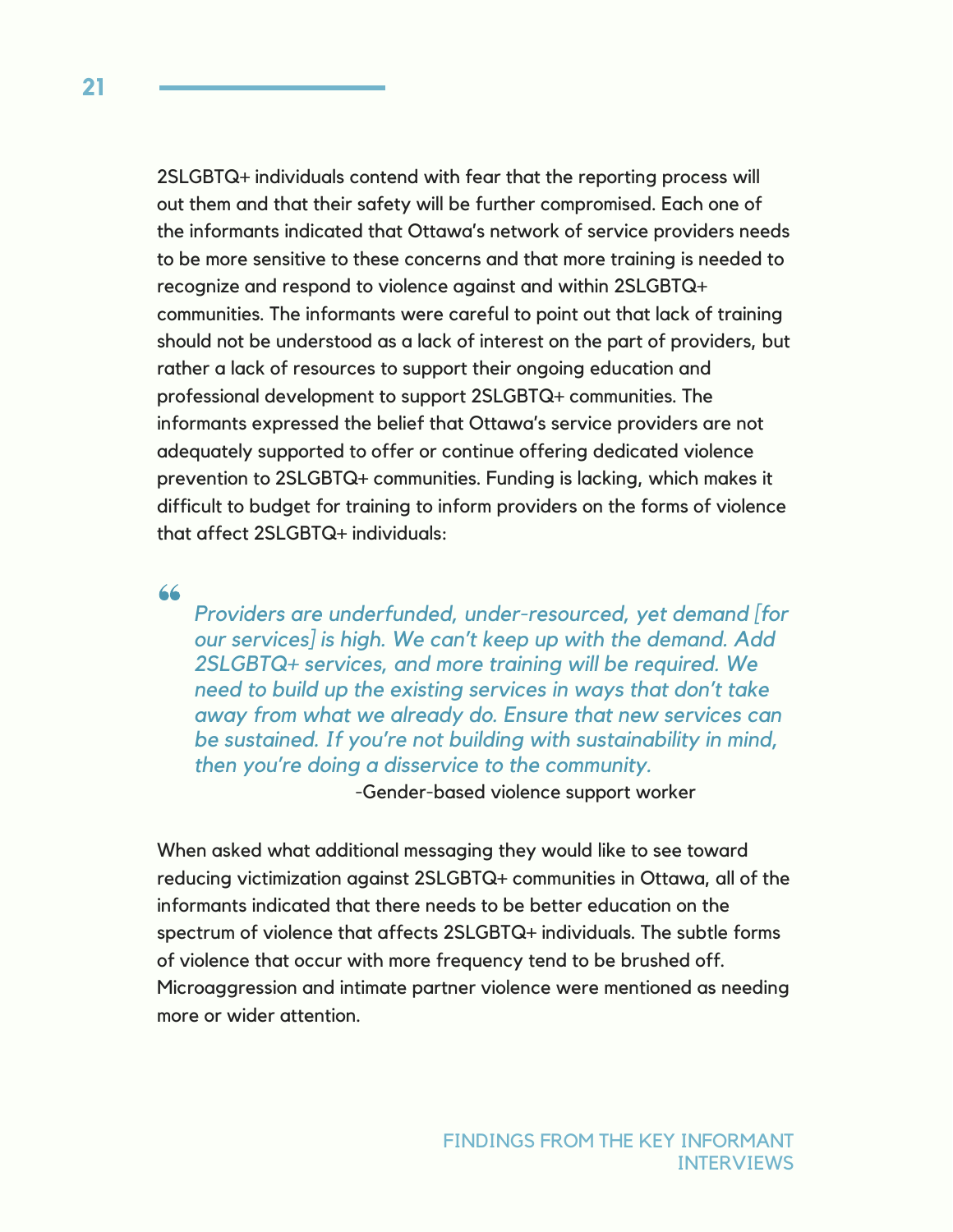2SLGBTQ+ individuals contend with fear that the reporting process will out them and that their safety will be further compromised. Each one of the informants indicated that Ottawa's network of service providers needs to be more sensitive to these concerns and that more training is needed to recognize and respond to violence against and within 2SLGBTQ+ communities. The informants were careful to point out that lack of training should not be understood as a lack of interest on the part of providers, but rather a lack of resources to support their ongoing education and professional development to support 2SLGBTQ+ communities. The informants expressed the belief that Ottawa's service providers are not adequately supported to offer or continue offering dedicated violence prevention to 2SLGBTQ+ communities. Funding is lacking, which makes it difficult to budget for training to inform providers on the forms of violence that affect 2SLGBTQ+ individuals:

> *Providers are underfunded, under-resourced, yet demand [for our services] is high. We can't keep up with the demand. Add 2SLGBTQ+ services, and more training will be required. We need to build up the existing services in ways that don't take away from what we already do. Ensure that new services can be sustained. If you're not building with sustainability in mind, then you're doing a disservice to the community.*
>
> -Gender-based violence support worker

When asked what additional messaging they would like to see toward reducing victimization against 2SLGBTQ+ communities in Ottawa, all of the informants indicated that there needs to be better education on the spectrum of violence that affects 2SLGBTQ+ individuals. The subtle forms of violence that occur with more frequency tend to be brushed off. Microaggression and intimate partner violence were mentioned as needing more or wider attention.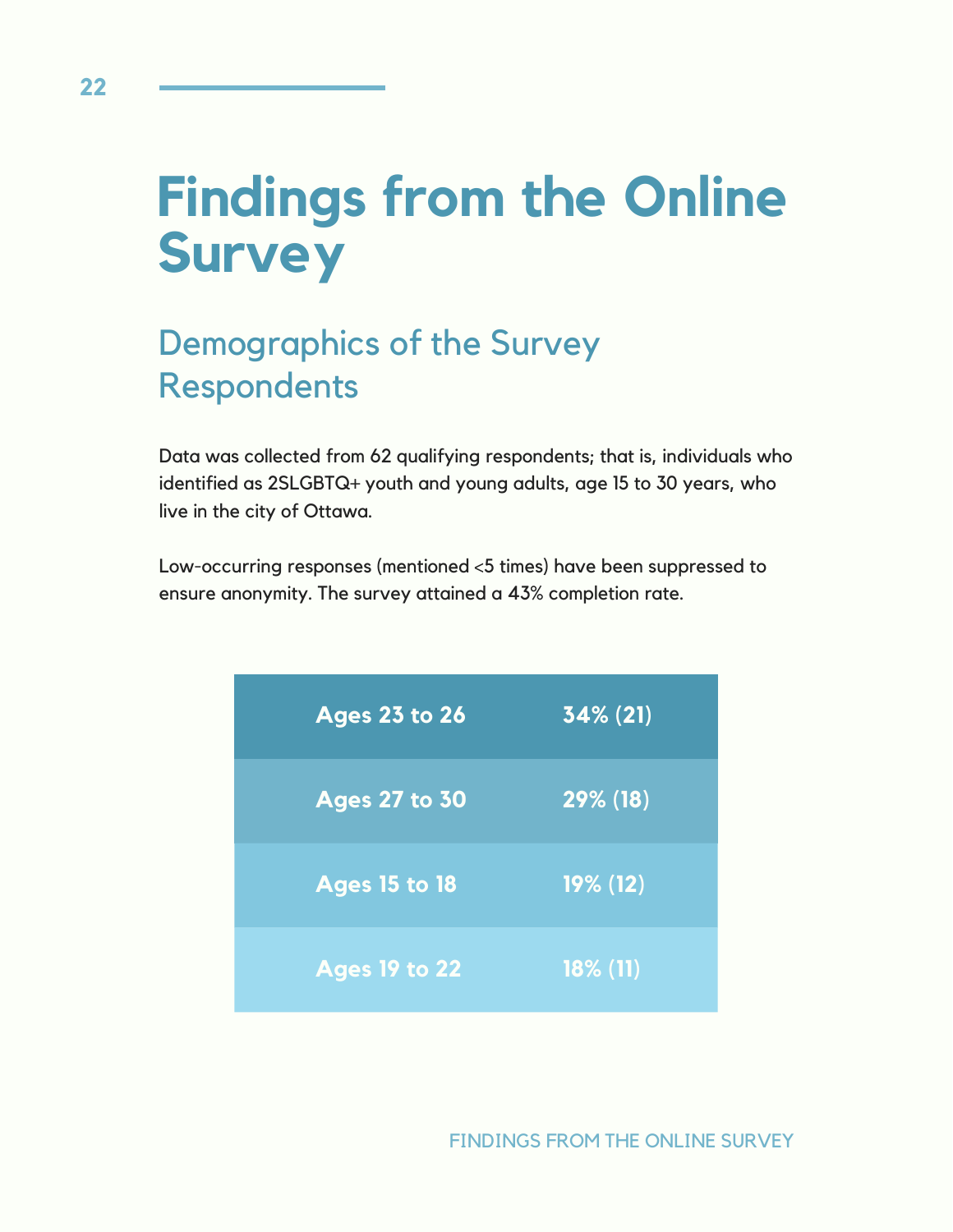# Findings from the Online Survey

## Demographics of the Survey Respondents

Data was collected from 62 qualifying respondents; that is, individuals who identified as 2SLGBTQ+ youth and young adults, age 15 to 30 years, who live in the city of Ottawa.

Low-occurring responses (mentioned <5 times) have been suppressed to ensure anonymity. The survey attained a 43% completion rate.

| Age group | Percentage (n) |
|---|---|
| Ages 23 to 26 | 34% (21) |
| Ages 27 to 30 | 29% (18) |
| Ages 15 to 18 | 19% (12) |
| Ages 19 to 22 | 18% (11) |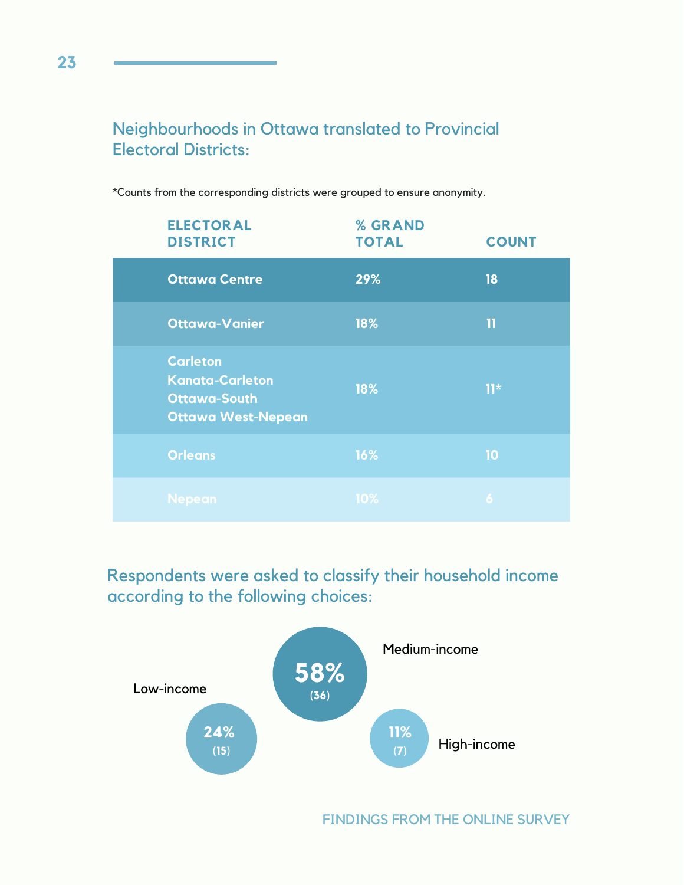## Neighbourhoods in Ottawa translated to Provincial Electoral Districts:

*Counts from the corresponding districts were grouped to ensure anonymity.

| ELECTORAL DISTRICT | % GRAND TOTAL | COUNT |
|---|---|---|
| Ottawa Centre | 29% | 18 |
| Ottawa-Vanier | 18% | 11 |
| Carleton<br>Kanata-Carleton<br>Ottawa-South<br>Ottawa West-Nepean | 18% | 11* |
| Orleans | 16% | 10 |
| Nepean | 10% | 6 |

## Respondents were asked to classify their household income according to the following choices:

- Low-income: 24% (15)
- Medium-income: 58% (36)
- High-income: 11% (7)

FINDINGS FROM THE ONLINE SURVEY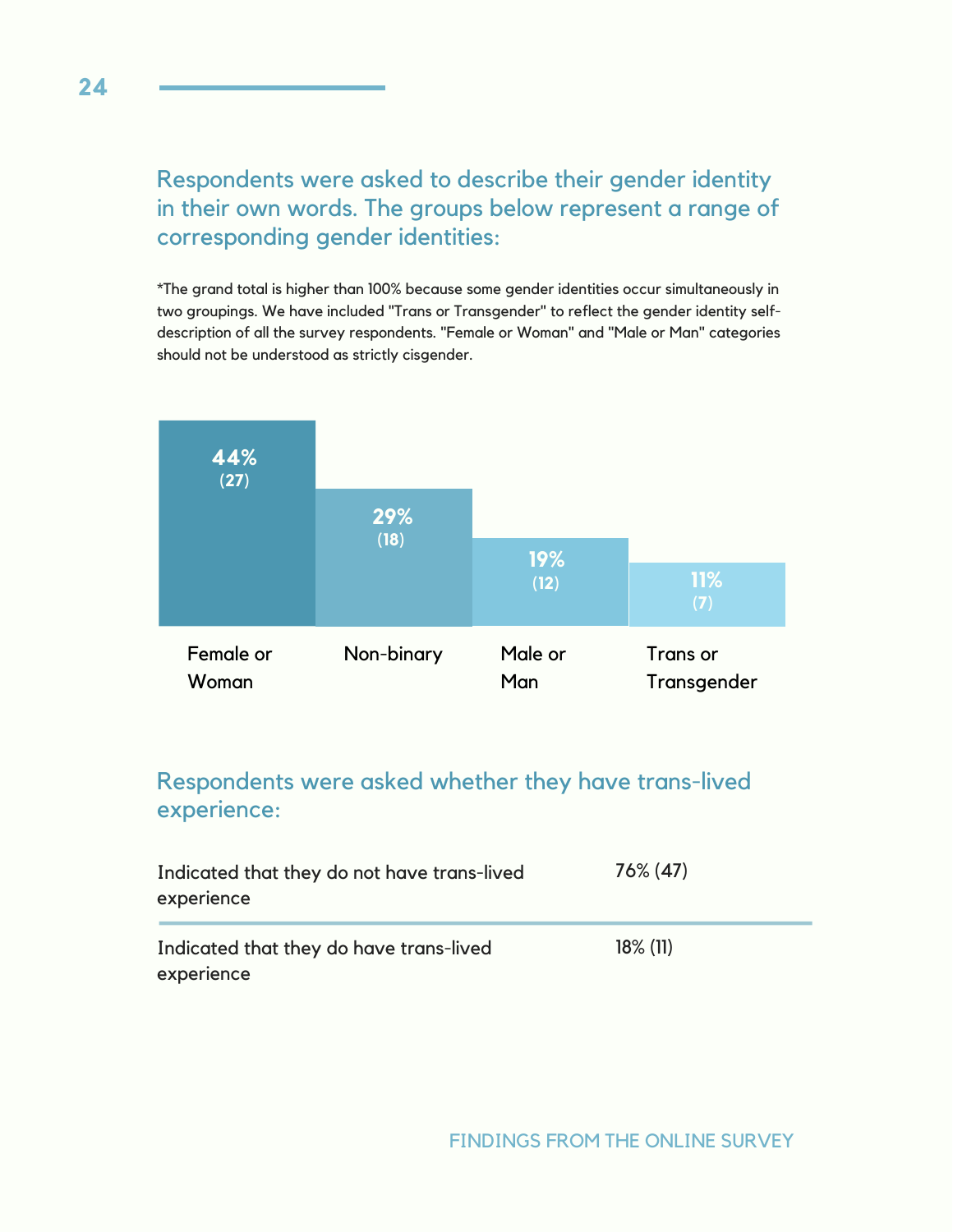## Respondents were asked to describe their gender identity in their own words. The groups below represent a range of corresponding gender identities:

*The grand total is higher than 100% because some gender identities occur simultaneously in two groupings. We have included "Trans or Transgender" to reflect the gender identity self-description of all the survey respondents. "Female or Woman" and "Male or Man" categories should not be understood as strictly cisgender.

| Female or Woman | Non-binary | Male or Man | Trans or Transgender |
|---|---|---|---|
| 44% (27) | 29% (18) | 19% (12) | 11% (7) |

## Respondents were asked whether they have trans-lived experience:

| | |
|---|---|
| Indicated that they do not have trans-lived experience | 76% (47) |
| Indicated that they do have trans-lived experience | 18% (11) |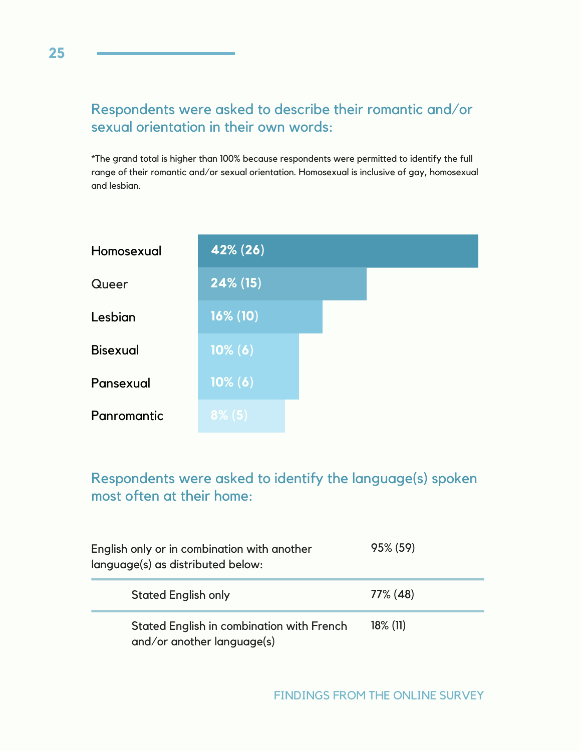## Respondents were asked to describe their romantic and/or sexual orientation in their own words:

*The grand total is higher than 100% because respondents were permitted to identify the full range of their romantic and/or sexual orientation. Homosexual is inclusive of gay, homosexual and lesbian.

| Orientation | Percentage |
| --- | --- |
| Homosexual | 42% (26) |
| Queer | 24% (15) |
| Lesbian | 16% (10) |
| Bisexual | 10% (6) |
| Pansexual | 10% (6) |
| Panromantic | 8% (5) |

## Respondents were asked to identify the language(s) spoken most often at their home:

| Language | Percentage |
| --- | --- |
| English only or in combination with another language(s) as distributed below: | 95% (59) |
| Stated English only | 77% (48) |
| Stated English in combination with French and/or another language(s) | 18% (11) |

FINDINGS FROM THE ONLINE SURVEY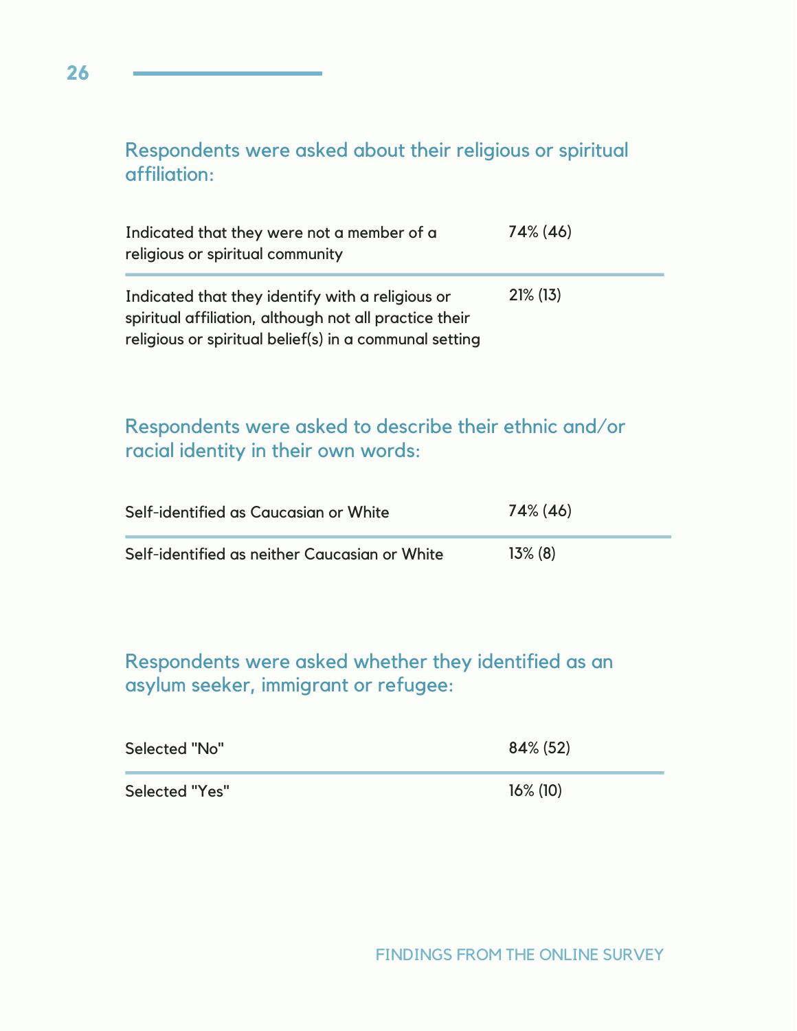### Respondents were asked about their religious or spiritual affiliation:

| | |
|---|---|
| Indicated that they were not a member of a religious or spiritual community | 74% (46) |
| Indicated that they identify with a religious or spiritual affiliation, although not all practice their religious or spiritual belief(s) in a communal setting | 21% (13) |

### Respondents were asked to describe their ethnic and/or racial identity in their own words:

| | |
|---|---|
| Self-identified as Caucasian or White | 74% (46) |
| Self-identified as neither Caucasian or White | 13% (8) |

### Respondents were asked whether they identified as an asylum seeker, immigrant or refugee:

| | |
|---|---|
| Selected "No" | 84% (52) |
| Selected "Yes" | 16% (10) |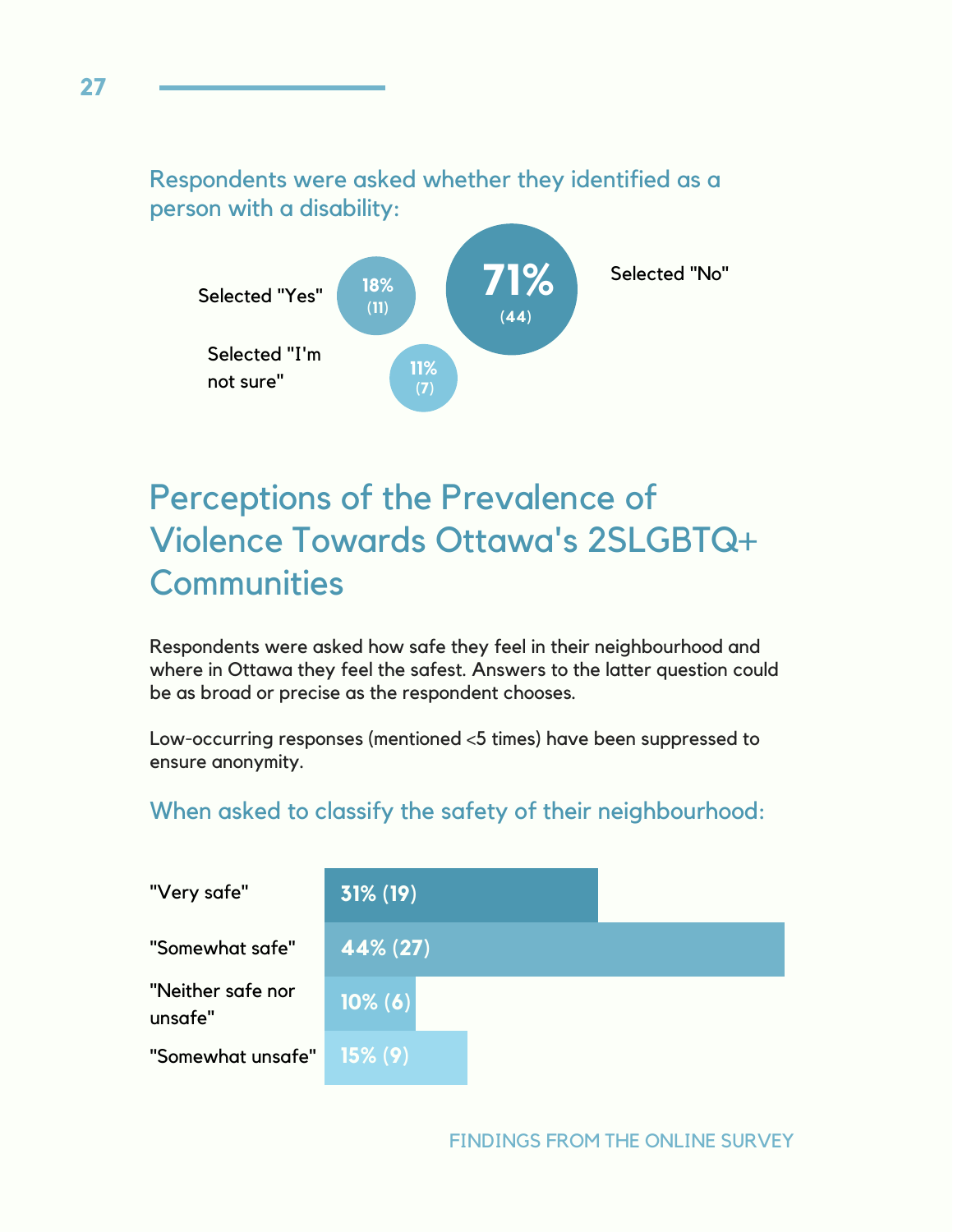Respondents were asked whether they identified as a person with a disability:

| Response | Percentage | Count |
| --- | --- | --- |
| Selected "Yes" | 18% | (11) |
| Selected "No" | 71% | (44) |
| Selected "I'm not sure" | 11% | (7) |

## Perceptions of the Prevalence of Violence Towards Ottawa's 2SLGBTQ+ Communities

Respondents were asked how safe they feel in their neighbourhood and where in Ottawa they feel the safest. Answers to the latter question could be as broad or precise as the respondent chooses.

Low-occurring responses (mentioned <5 times) have been suppressed to ensure anonymity.

When asked to classify the safety of their neighbourhood:

| Response | Percentage (Count) |
| --- | --- |
| "Very safe" | 31% (19) |
| "Somewhat safe" | 44% (27) |
| "Neither safe nor unsafe" | 10% (6) |
| "Somewhat unsafe" | 15% (9) |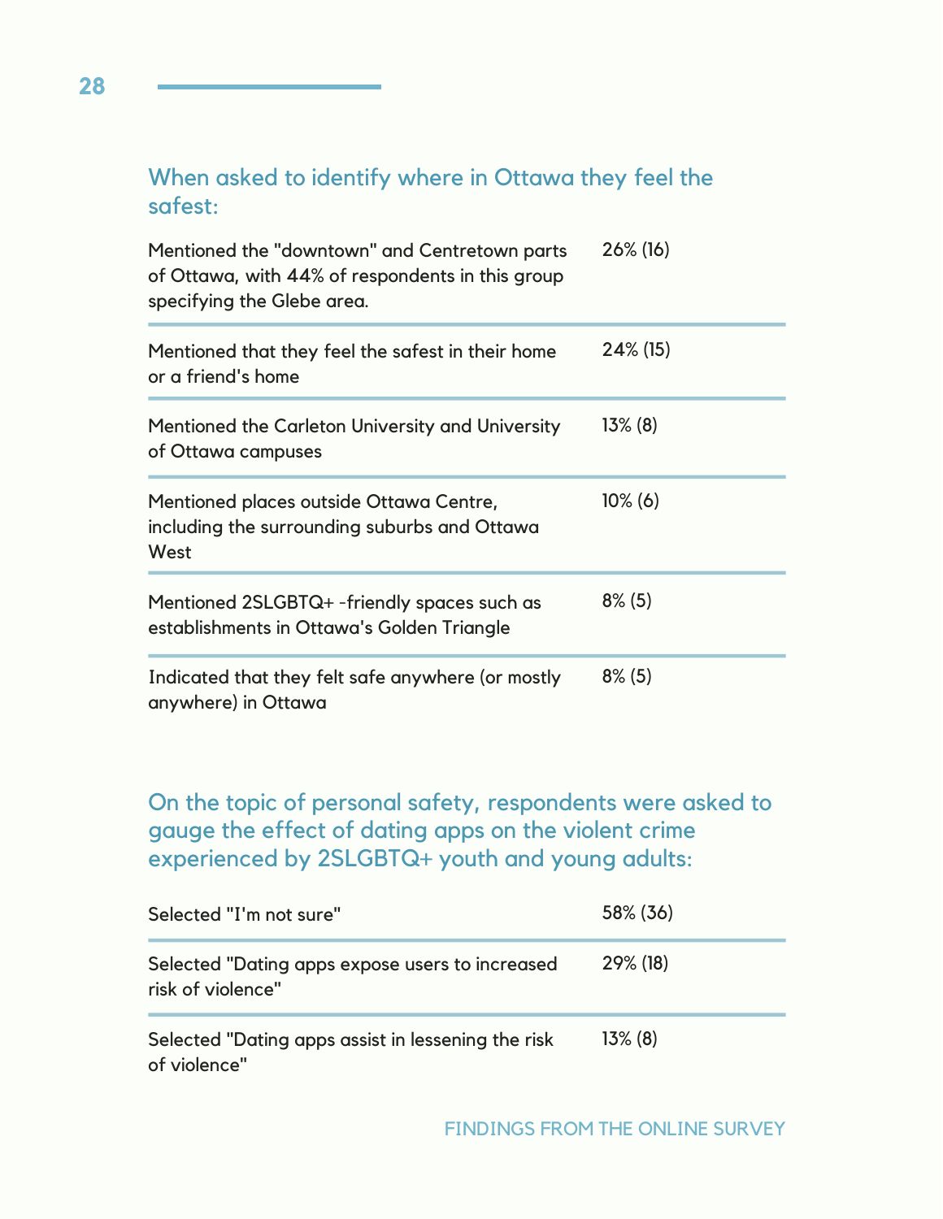## When asked to identify where in Ottawa they feel the safest:

| | |
|---|---|
| Mentioned the "downtown" and Centretown parts of Ottawa, with 44% of respondents in this group specifying the Glebe area. | 26% (16) |
| Mentioned that they feel the safest in their home or a friend's home | 24% (15) |
| Mentioned the Carleton University and University of Ottawa campuses | 13% (8) |
| Mentioned places outside Ottawa Centre, including the surrounding suburbs and Ottawa West | 10% (6) |
| Mentioned 2SLGBTQ+ -friendly spaces such as establishments in Ottawa's Golden Triangle | 8% (5) |
| Indicated that they felt safe anywhere (or mostly anywhere) in Ottawa | 8% (5) |

## On the topic of personal safety, respondents were asked to gauge the effect of dating apps on the violent crime experienced by 2SLGBTQ+ youth and young adults:

| | |
|---|---|
| Selected "I'm not sure" | 58% (36) |
| Selected "Dating apps expose users to increased risk of violence" | 29% (18) |
| Selected "Dating apps assist in lessening the risk of violence" | 13% (8) |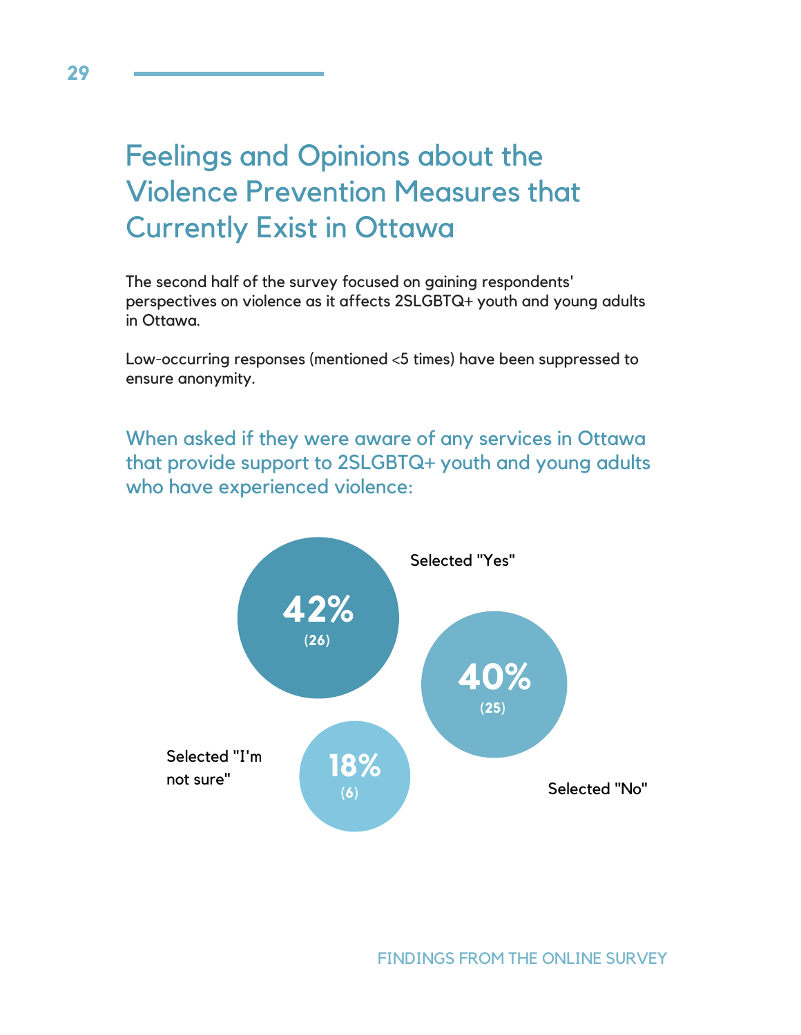# Feelings and Opinions about the Violence Prevention Measures that Currently Exist in Ottawa

The second half of the survey focused on gaining respondents' perspectives on violence as it affects 2SLGBTQ+ youth and young adults in Ottawa.

Low-occurring responses (mentioned <5 times) have been suppressed to ensure anonymity.

## When asked if they were aware of any services in Ottawa that provide support to 2SLGBTQ+ youth and young adults who have experienced violence:

**42%** (26) Selected "Yes"

**40%** (25) Selected "No"

**18%** (6) Selected "I'm not sure"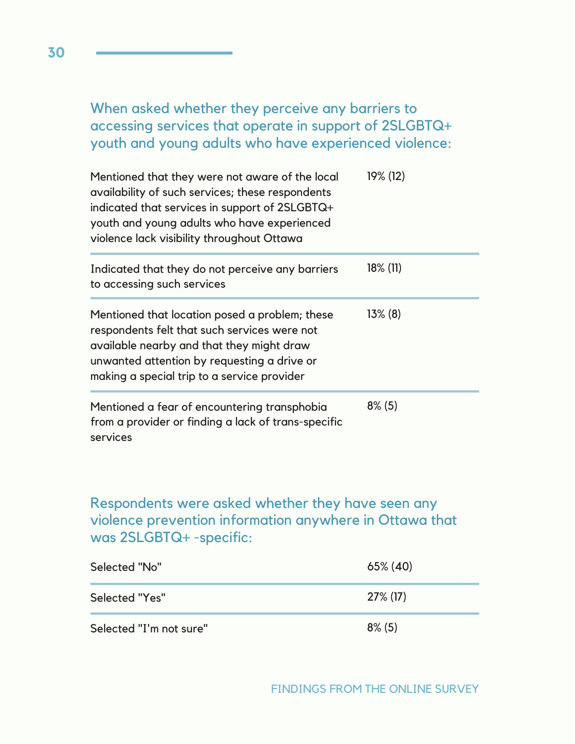### When asked whether they perceive any barriers to accessing services that operate in support of 2SLGBTQ+ youth and young adults who have experienced violence:

| | |
|---|---|
| Mentioned that they were not aware of the local availability of such services; these respondents indicated that services in support of 2SLGBTQ+ youth and young adults who have experienced violence lack visibility throughout Ottawa | 19% (12) |
| Indicated that they do not perceive any barriers to accessing such services | 18% (11) |
| Mentioned that location posed a problem; these respondents felt that such services were not available nearby and that they might draw unwanted attention by requesting a drive or making a special trip to a service provider | 13% (8) |
| Mentioned a fear of encountering transphobia from a provider or finding a lack of trans-specific services | 8% (5) |

### Respondents were asked whether they have seen any violence prevention information anywhere in Ottawa that was 2SLGBTQ+ -specific:

| | |
|---|---|
| Selected "No" | 65% (40) |
| Selected "Yes" | 27% (17) |
| Selected "I'm not sure" | 8% (5) |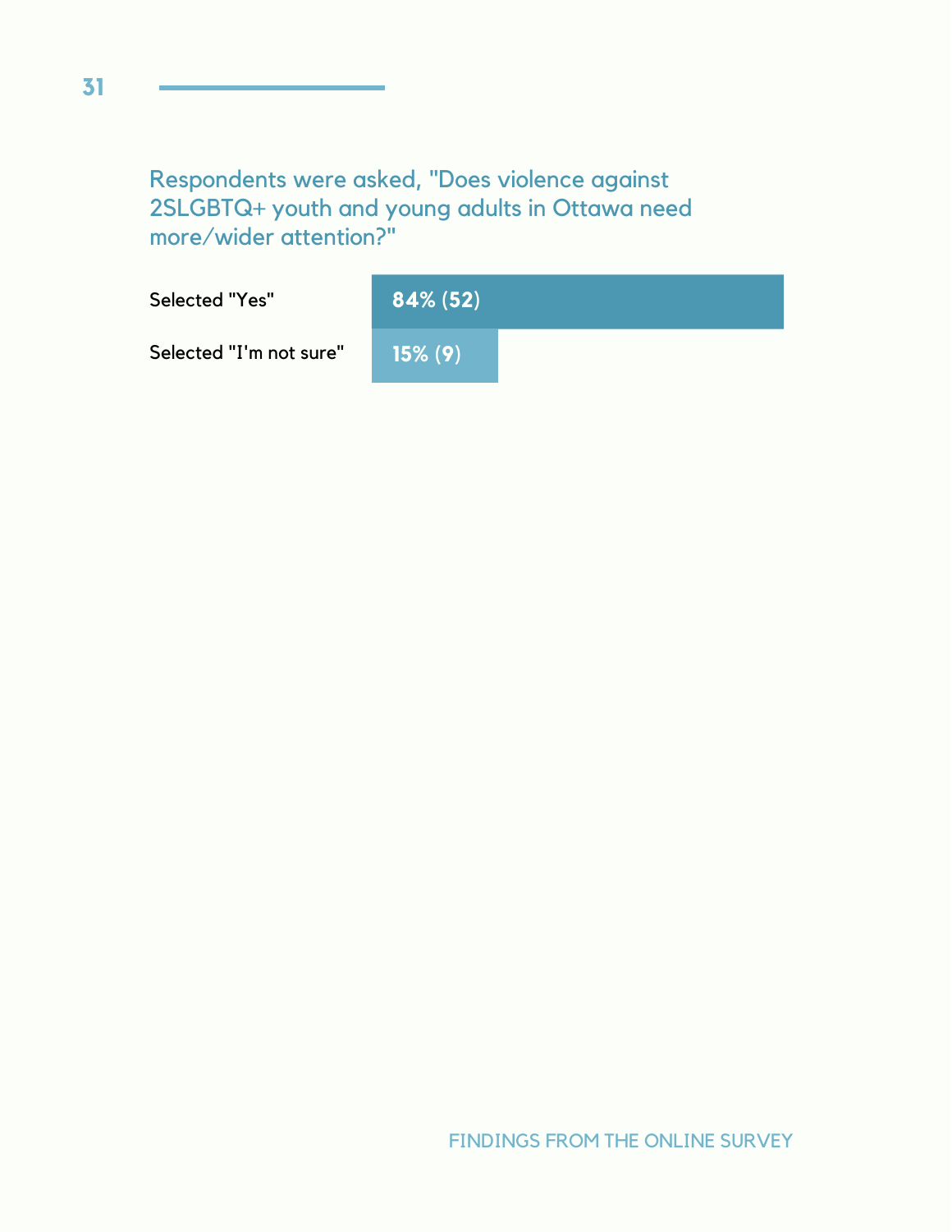Respondents were asked, "Does violence against 2SLGBTQ+ youth and young adults in Ottawa need more/wider attention?"

| Response | Result |
| --- | --- |
| Selected "Yes" | 84% (52) |
| Selected "I'm not sure" | 15% (9) |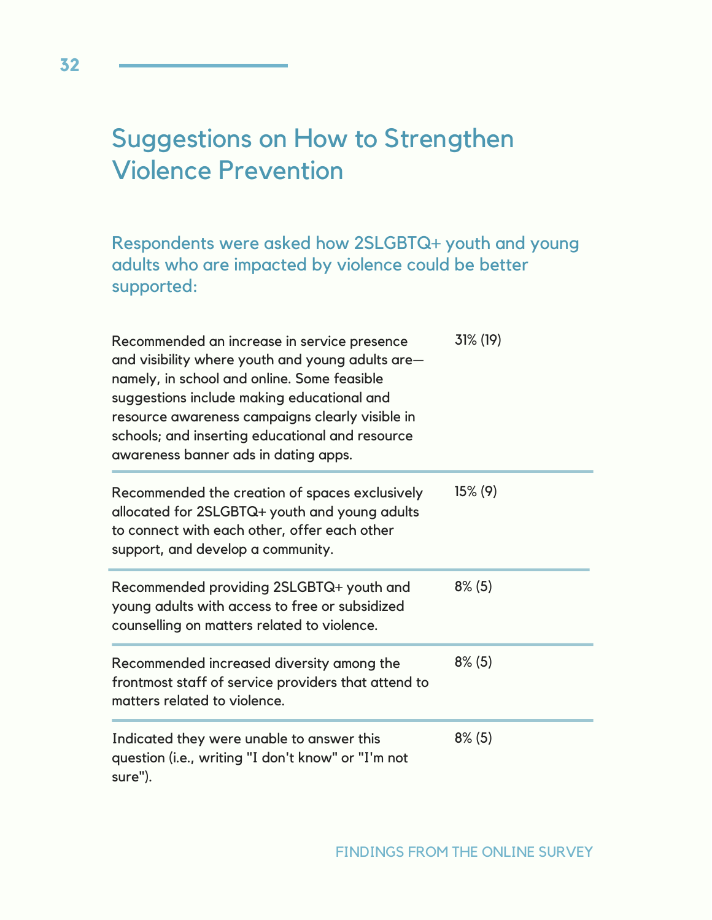# Suggestions on How to Strengthen Violence Prevention

## Respondents were asked how 2SLGBTQ+ youth and young adults who are impacted by violence could be better supported:

| | |
|---|---|
| Recommended an increase in service presence and visibility where youth and young adults are—namely, in school and online. Some feasible suggestions include making educational and resource awareness campaigns clearly visible in schools; and inserting educational and resource awareness banner ads in dating apps. | 31% (19) |
| Recommended the creation of spaces exclusively allocated for 2SLGBTQ+ youth and young adults to connect with each other, offer each other support, and develop a community. | 15% (9) |
| Recommended providing 2SLGBTQ+ youth and young adults with access to free or subsidized counselling on matters related to violence. | 8% (5) |
| Recommended increased diversity among the frontmost staff of service providers that attend to matters related to violence. | 8% (5) |
| Indicated they were unable to answer this question (i.e., writing "I don't know" or "I'm not sure"). | 8% (5) |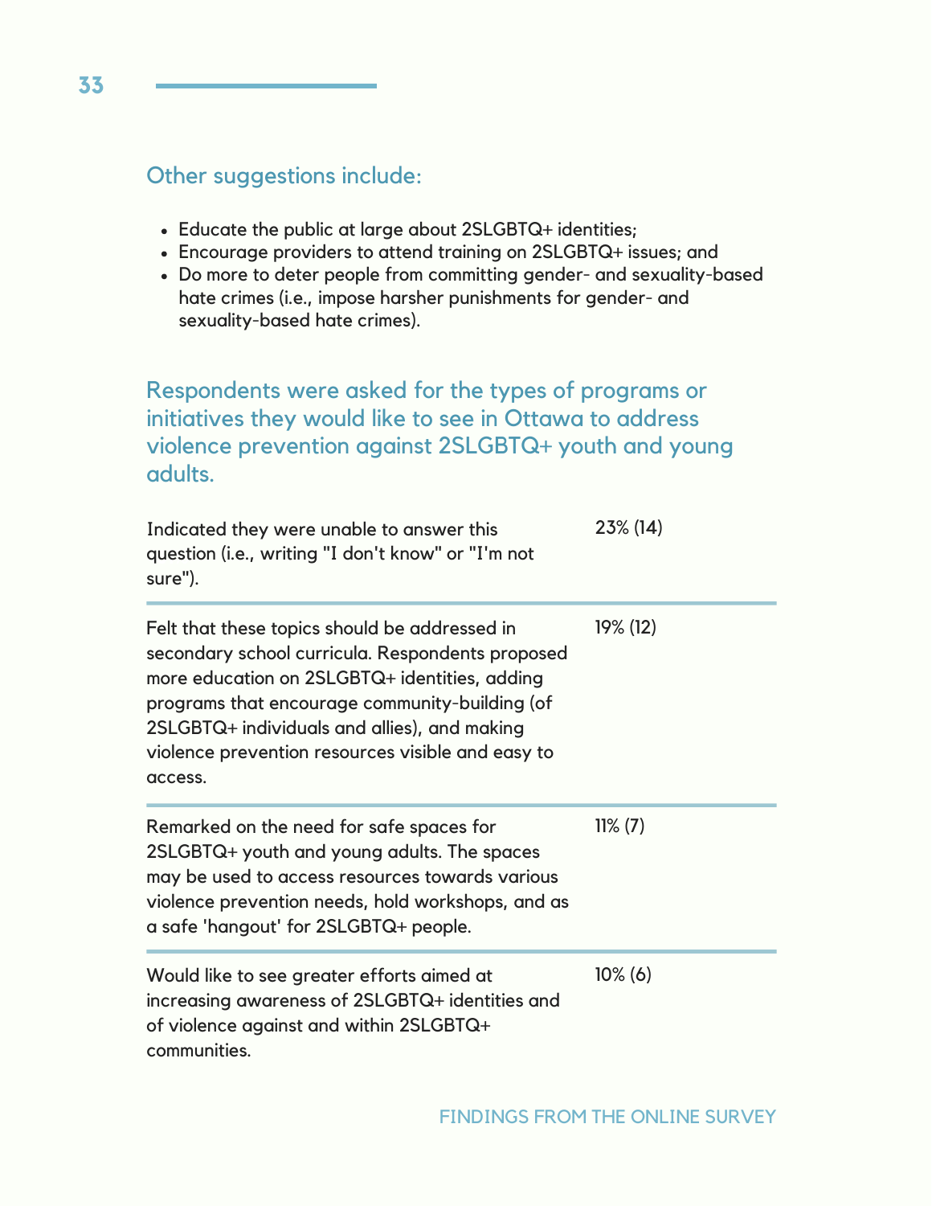### Other suggestions include:

- Educate the public at large about 2SLGBTQ+ identities;
- Encourage providers to attend training on 2SLGBTQ+ issues; and
- Do more to deter people from committing gender- and sexuality-based hate crimes (i.e., impose harsher punishments for gender- and sexuality-based hate crimes).

### Respondents were asked for the types of programs or initiatives they would like to see in Ottawa to address violence prevention against 2SLGBTQ+ youth and young adults.

| Response | % (n) |
|---|---|
| Indicated they were unable to answer this question (i.e., writing "I don't know" or "I'm not sure"). | 23% (14) |
| Felt that these topics should be addressed in secondary school curricula. Respondents proposed more education on 2SLGBTQ+ identities, adding programs that encourage community-building (of 2SLGBTQ+ individuals and allies), and making violence prevention resources visible and easy to access. | 19% (12) |
| Remarked on the need for safe spaces for 2SLGBTQ+ youth and young adults. The spaces may be used to access resources towards various violence prevention needs, hold workshops, and as a safe 'hangout' for 2SLGBTQ+ people. | 11% (7) |
| Would like to see greater efforts aimed at increasing awareness of 2SLGBTQ+ identities and of violence against and within 2SLGBTQ+ communities. | 10% (6) |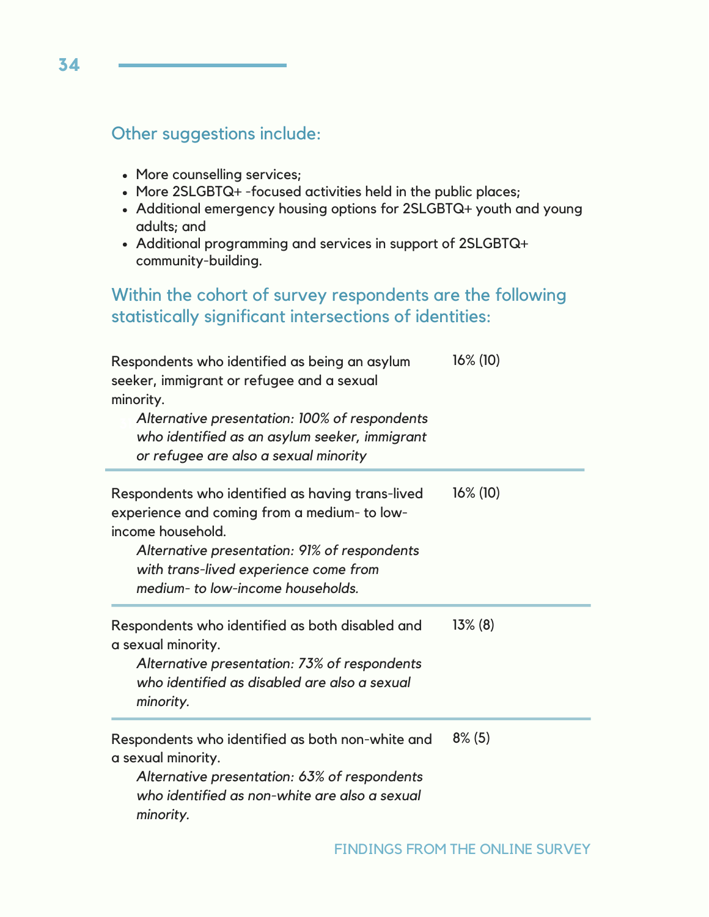## Other suggestions include:

- More counselling services;
- More 2SLGBTQ+ -focused activities held in the public places;
- Additional emergency housing options for 2SLGBTQ+ youth and young adults; and
- Additional programming and services in support of 2SLGBTQ+ community-building.

## Within the cohort of survey respondents are the following statistically significant intersections of identities:

| | |
|---|---|
| Respondents who identified as being an asylum seeker, immigrant or refugee and a sexual minority.<br>*Alternative presentation: 100% of respondents who identified as an asylum seeker, immigrant or refugee are also a sexual minority* | 16% (10) |
| Respondents who identified as having trans-lived experience and coming from a medium- to low-income household.<br>*Alternative presentation: 91% of respondents with trans-lived experience come from medium- to low-income households.* | 16% (10) |
| Respondents who identified as both disabled and a sexual minority.<br>*Alternative presentation: 73% of respondents who identified as disabled are also a sexual minority.* | 13% (8) |
| Respondents who identified as both non-white and a sexual minority.<br>*Alternative presentation: 63% of respondents who identified as non-white are also a sexual minority.* | 8% (5) |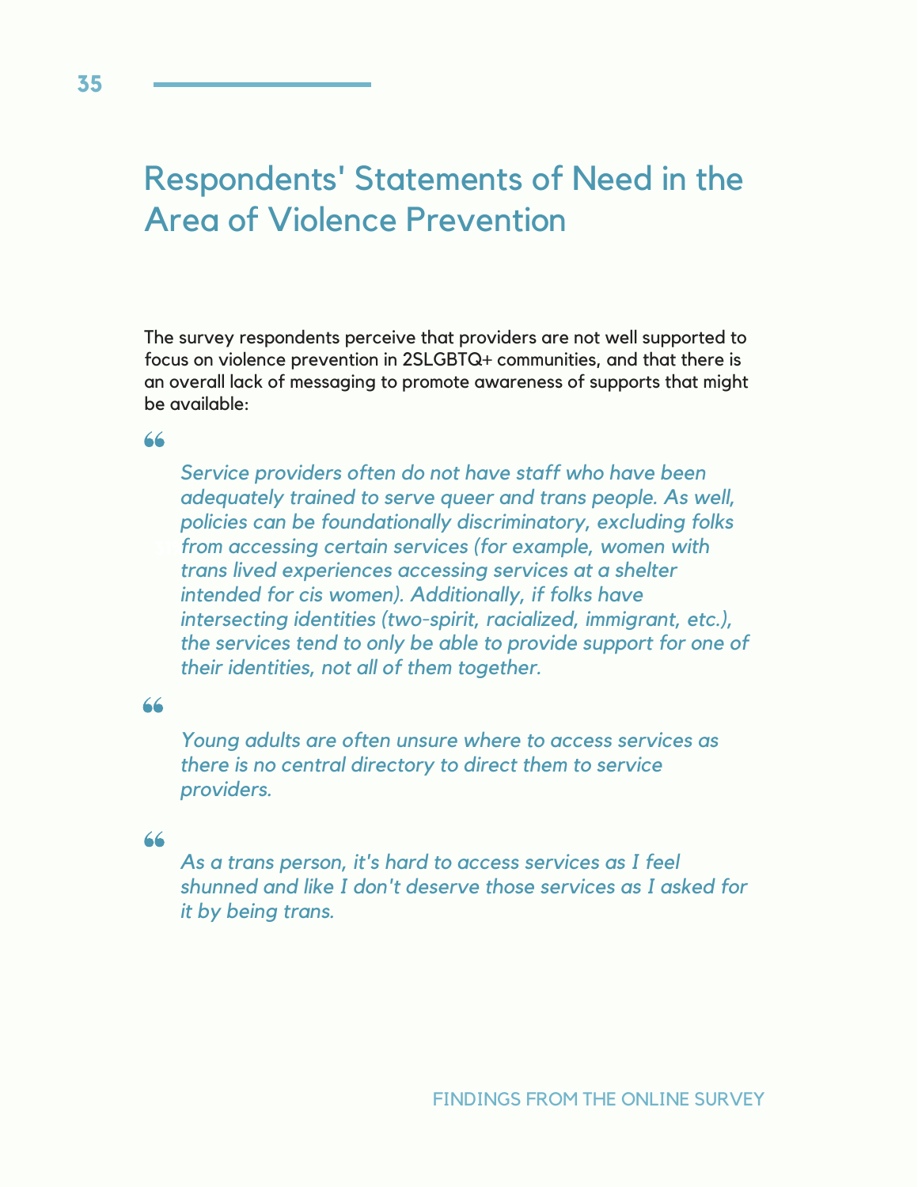# Respondents' Statements of Need in the Area of Violence Prevention

The survey respondents perceive that providers are not well supported to focus on violence prevention in 2SLGBTQ+ communities, and that there is an overall lack of messaging to promote awareness of supports that might be available:

> *Service providers often do not have staff who have been adequately trained to serve queer and trans people. As well, policies can be foundationally discriminatory, excluding folks from accessing certain services (for example, women with trans lived experiences accessing services at a shelter intended for cis women). Additionally, if folks have intersecting identities (two-spirit, racialized, immigrant, etc.), the services tend to only be able to provide support for one of their identities, not all of them together.*

> *Young adults are often unsure where to access services as there is no central directory to direct them to service providers.*

> *As a trans person, it's hard to access services as I feel shunned and like I don't deserve those services as I asked for it by being trans.*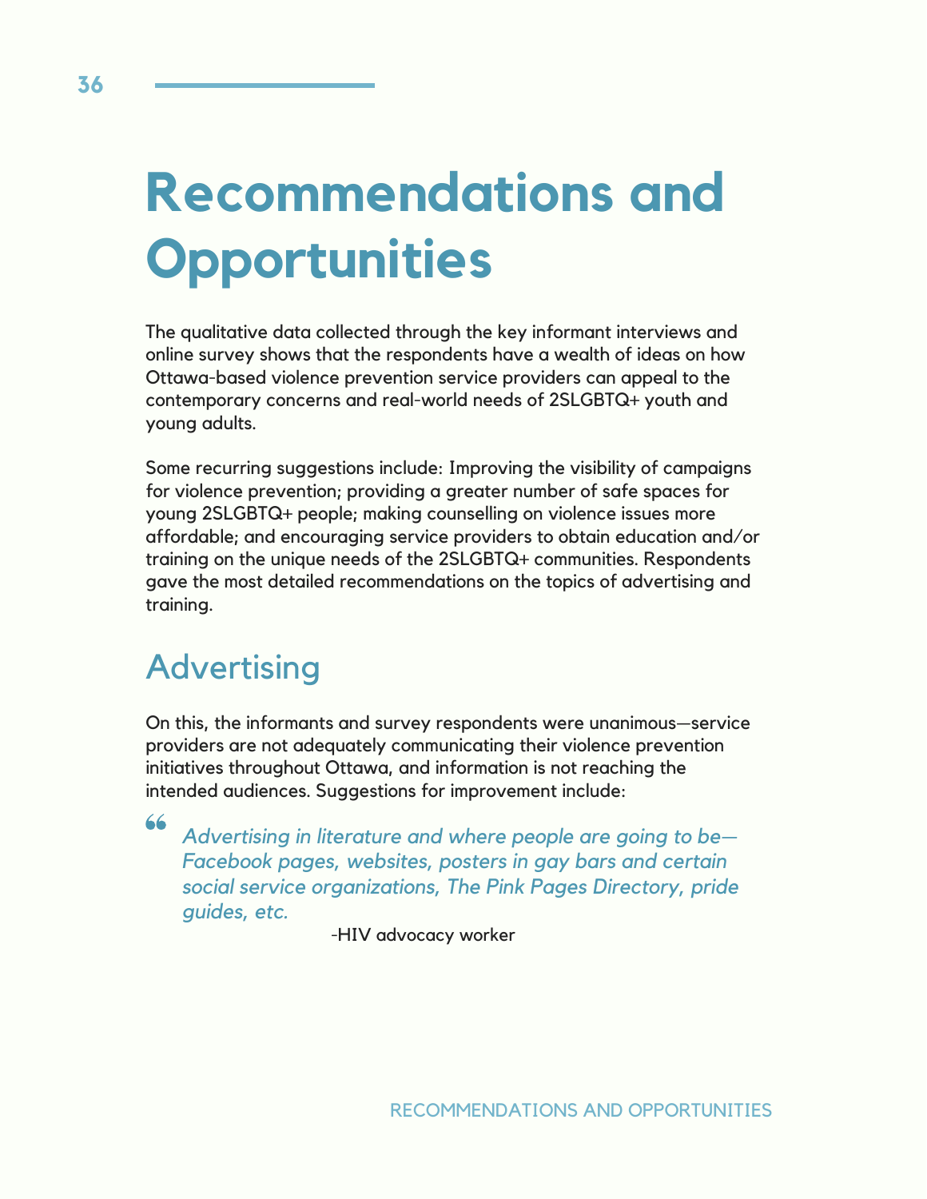# Recommendations and Opportunities

The qualitative data collected through the key informant interviews and online survey shows that the respondents have a wealth of ideas on how Ottawa-based violence prevention service providers can appeal to the contemporary concerns and real-world needs of 2SLGBTQ+ youth and young adults.

Some recurring suggestions include: Improving the visibility of campaigns for violence prevention; providing a greater number of safe spaces for young 2SLGBTQ+ people; making counselling on violence issues more affordable; and encouraging service providers to obtain education and/or training on the unique needs of the 2SLGBTQ+ communities. Respondents gave the most detailed recommendations on the topics of advertising and training.

## Advertising

On this, the informants and survey respondents were unanimous—service providers are not adequately communicating their violence prevention initiatives throughout Ottawa, and information is not reaching the intended audiences. Suggestions for improvement include:

> *Advertising in literature and where people are going to be—Facebook pages, websites, posters in gay bars and certain social service organizations, The Pink Pages Directory, pride guides, etc.*
>
> -HIV advocacy worker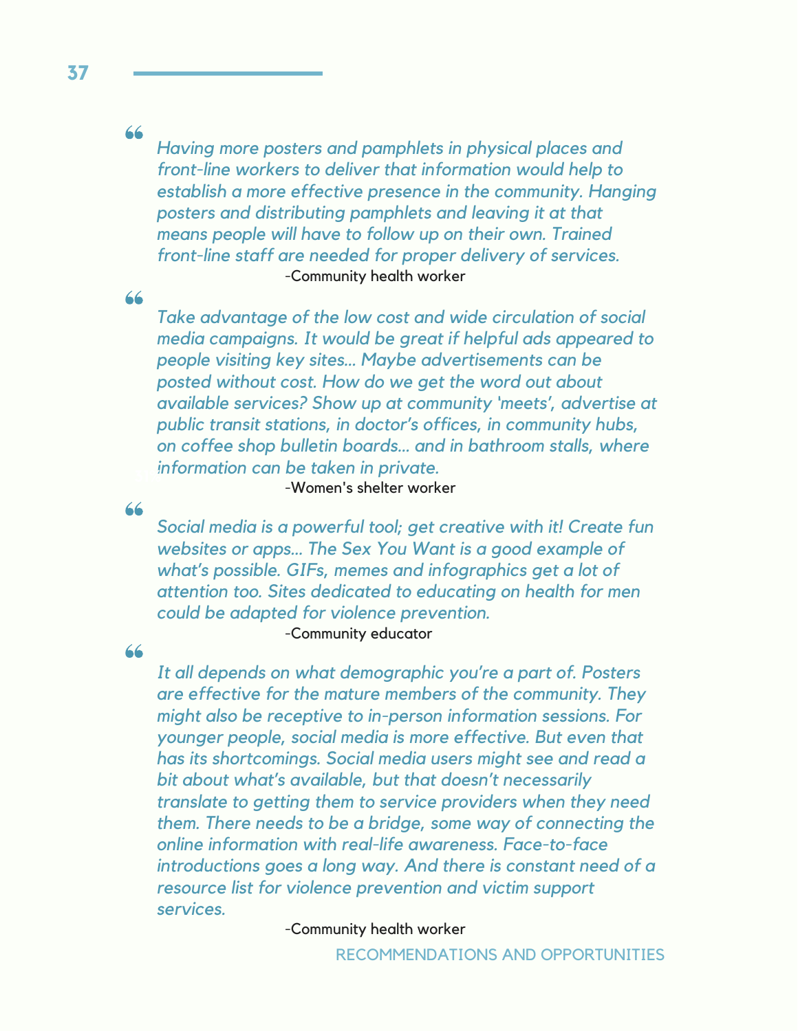> *Having more posters and pamphlets in physical places and front-line workers to deliver that information would help to establish a more effective presence in the community. Hanging posters and distributing pamphlets and leaving it at that means people will have to follow up on their own. Trained front-line staff are needed for proper delivery of services.*
>
> -Community health worker

> *Take advantage of the low cost and wide circulation of social media campaigns. It would be great if helpful ads appeared to people visiting key sites... Maybe advertisements can be posted without cost. How do we get the word out about available services? Show up at community 'meets', advertise at public transit stations, in doctor's offices, in community hubs, on coffee shop bulletin boards... and in bathroom stalls, where information can be taken in private.*
>
> -Women's shelter worker

> *Social media is a powerful tool; get creative with it! Create fun websites or apps... The Sex You Want is a good example of what's possible. GIFs, memes and infographics get a lot of attention too. Sites dedicated to educating on health for men could be adapted for violence prevention.*
>
> -Community educator

> *It all depends on what demographic you're a part of. Posters are effective for the mature members of the community. They might also be receptive to in-person information sessions. For younger people, social media is more effective. But even that has its shortcomings. Social media users might see and read a bit about what's available, but that doesn't necessarily translate to getting them to service providers when they need them. There needs to be a bridge, some way of connecting the online information with real-life awareness. Face-to-face introductions goes a long way. And there is constant need of a resource list for violence prevention and victim support services.*
>
> -Community health worker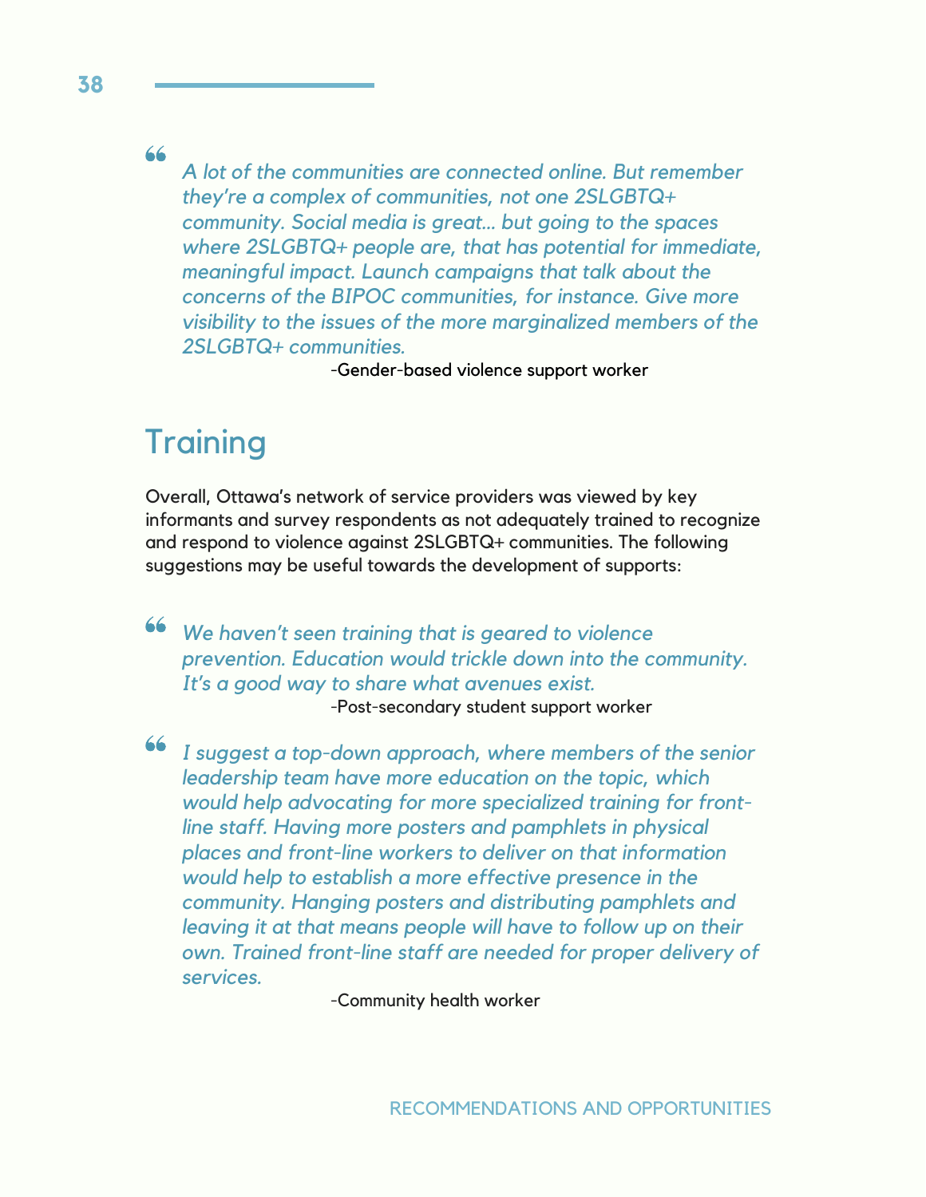> *A lot of the communities are connected online. But remember they're a complex of communities, not one 2SLGBTQ+ community. Social media is great... but going to the spaces where 2SLGBTQ+ people are, that has potential for immediate, meaningful impact. Launch campaigns that talk about the concerns of the BIPOC communities, for instance. Give more visibility to the issues of the more marginalized members of the 2SLGBTQ+ communities.*
>
> -Gender-based violence support worker

## Training

Overall, Ottawa's network of service providers was viewed by key informants and survey respondents as not adequately trained to recognize and respond to violence against 2SLGBTQ+ communities. The following suggestions may be useful towards the development of supports:

> *We haven't seen training that is geared to violence prevention. Education would trickle down into the community. It's a good way to share what avenues exist.*
>
> -Post-secondary student support worker

> *I suggest a top-down approach, where members of the senior leadership team have more education on the topic, which would help advocating for more specialized training for front-line staff. Having more posters and pamphlets in physical places and front-line workers to deliver on that information would help to establish a more effective presence in the community. Hanging posters and distributing pamphlets and leaving it at that means people will have to follow up on their own. Trained front-line staff are needed for proper delivery of services.*
>
> -Community health worker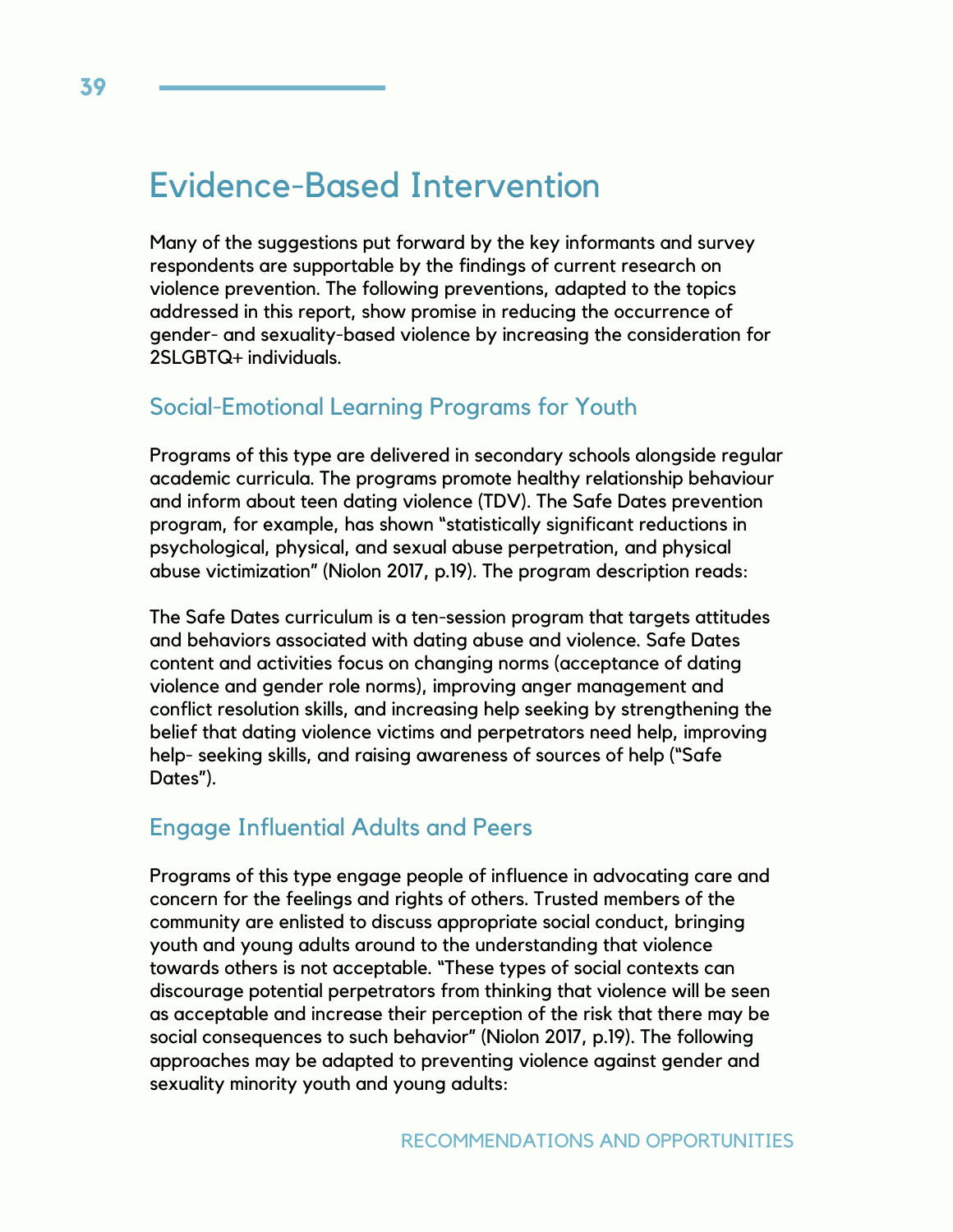# Evidence-Based Intervention

Many of the suggestions put forward by the key informants and survey respondents are supportable by the findings of current research on violence prevention. The following preventions, adapted to the topics addressed in this report, show promise in reducing the occurrence of gender- and sexuality-based violence by increasing the consideration for 2SLGBTQ+ individuals.

## Social-Emotional Learning Programs for Youth

Programs of this type are delivered in secondary schools alongside regular academic curricula. The programs promote healthy relationship behaviour and inform about teen dating violence (TDV). The Safe Dates prevention program, for example, has shown "statistically significant reductions in psychological, physical, and sexual abuse perpetration, and physical abuse victimization" (Niolon 2017, p.19). The program description reads:

The Safe Dates curriculum is a ten-session program that targets attitudes and behaviors associated with dating abuse and violence. Safe Dates content and activities focus on changing norms (acceptance of dating violence and gender role norms), improving anger management and conflict resolution skills, and increasing help seeking by strengthening the belief that dating violence victims and perpetrators need help, improving help- seeking skills, and raising awareness of sources of help ("Safe Dates").

## Engage Influential Adults and Peers

Programs of this type engage people of influence in advocating care and concern for the feelings and rights of others. Trusted members of the community are enlisted to discuss appropriate social conduct, bringing youth and young adults around to the understanding that violence towards others is not acceptable. "These types of social contexts can discourage potential perpetrators from thinking that violence will be seen as acceptable and increase their perception of the risk that there may be social consequences to such behavior" (Niolon 2017, p.19). The following approaches may be adapted to preventing violence against gender and sexuality minority youth and young adults: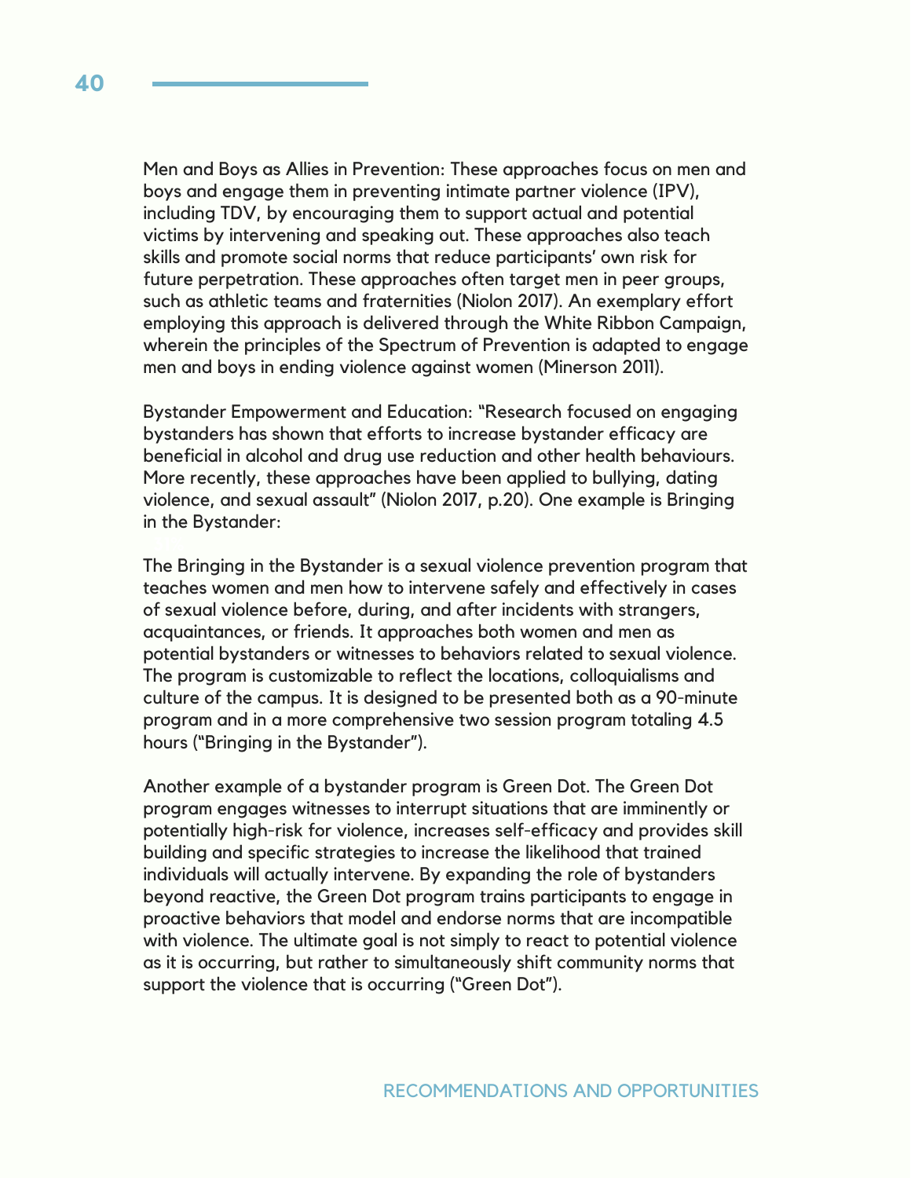Men and Boys as Allies in Prevention: These approaches focus on men and boys and engage them in preventing intimate partner violence (IPV), including TDV, by encouraging them to support actual and potential victims by intervening and speaking out. These approaches also teach skills and promote social norms that reduce participants' own risk for future perpetration. These approaches often target men in peer groups, such as athletic teams and fraternities (Niolon 2017). An exemplary effort employing this approach is delivered through the White Ribbon Campaign, wherein the principles of the Spectrum of Prevention is adapted to engage men and boys in ending violence against women (Minerson 2011).

Bystander Empowerment and Education: "Research focused on engaging bystanders has shown that efforts to increase bystander efficacy are beneficial in alcohol and drug use reduction and other health behaviours. More recently, these approaches have been applied to bullying, dating violence, and sexual assault" (Niolon 2017, p.20). One example is Bringing in the Bystander:

The Bringing in the Bystander is a sexual violence prevention program that teaches women and men how to intervene safely and effectively in cases of sexual violence before, during, and after incidents with strangers, acquaintances, or friends. It approaches both women and men as potential bystanders or witnesses to behaviors related to sexual violence. The program is customizable to reflect the locations, colloquialisms and culture of the campus. It is designed to be presented both as a 90-minute program and in a more comprehensive two session program totaling 4.5 hours ("Bringing in the Bystander").

Another example of a bystander program is Green Dot. The Green Dot program engages witnesses to interrupt situations that are imminently or potentially high-risk for violence, increases self-efficacy and provides skill building and specific strategies to increase the likelihood that trained individuals will actually intervene. By expanding the role of bystanders beyond reactive, the Green Dot program trains participants to engage in proactive behaviors that model and endorse norms that are incompatible with violence. The ultimate goal is not simply to react to potential violence as it is occurring, but rather to simultaneously shift community norms that support the violence that is occurring ("Green Dot").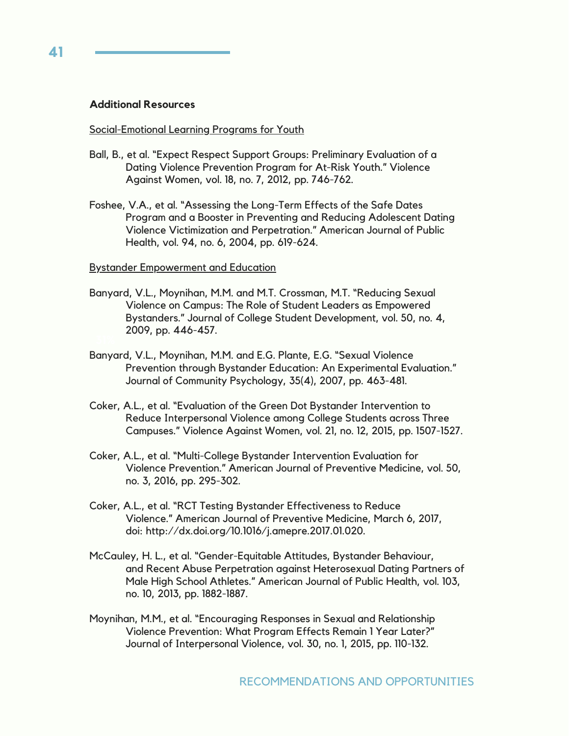**Additional Resources**

Social-Emotional Learning Programs for Youth

Ball, B., et al. "Expect Respect Support Groups: Preliminary Evaluation of a Dating Violence Prevention Program for At-Risk Youth." Violence Against Women, vol. 18, no. 7, 2012, pp. 746-762.

Foshee, V.A., et al. "Assessing the Long-Term Effects of the Safe Dates Program and a Booster in Preventing and Reducing Adolescent Dating Violence Victimization and Perpetration." American Journal of Public Health, vol. 94, no. 6, 2004, pp. 619-624.

Bystander Empowerment and Education

Banyard, V.L., Moynihan, M.M. and M.T. Crossman, M.T. "Reducing Sexual Violence on Campus: The Role of Student Leaders as Empowered Bystanders." Journal of College Student Development, vol. 50, no. 4, 2009, pp. 446-457.

Banyard, V.L., Moynihan, M.M. and E.G. Plante, E.G. "Sexual Violence Prevention through Bystander Education: An Experimental Evaluation." Journal of Community Psychology, 35(4), 2007, pp. 463-481.

Coker, A.L., et al. "Evaluation of the Green Dot Bystander Intervention to Reduce Interpersonal Violence among College Students across Three Campuses." Violence Against Women, vol. 21, no. 12, 2015, pp. 1507-1527.

Coker, A.L., et al. "Multi-College Bystander Intervention Evaluation for Violence Prevention." American Journal of Preventive Medicine, vol. 50, no. 3, 2016, pp. 295-302.

Coker, A.L., et al. "RCT Testing Bystander Effectiveness to Reduce Violence." American Journal of Preventive Medicine, March 6, 2017, doi: http://dx.doi.org/10.1016/j.amepre.2017.01.020.

McCauley, H. L., et al. "Gender-Equitable Attitudes, Bystander Behaviour, and Recent Abuse Perpetration against Heterosexual Dating Partners of Male High School Athletes." American Journal of Public Health, vol. 103, no. 10, 2013, pp. 1882-1887.

Moynihan, M.M., et al. "Encouraging Responses in Sexual and Relationship Violence Prevention: What Program Effects Remain 1 Year Later?" Journal of Interpersonal Violence, vol. 30, no. 1, 2015, pp. 110-132.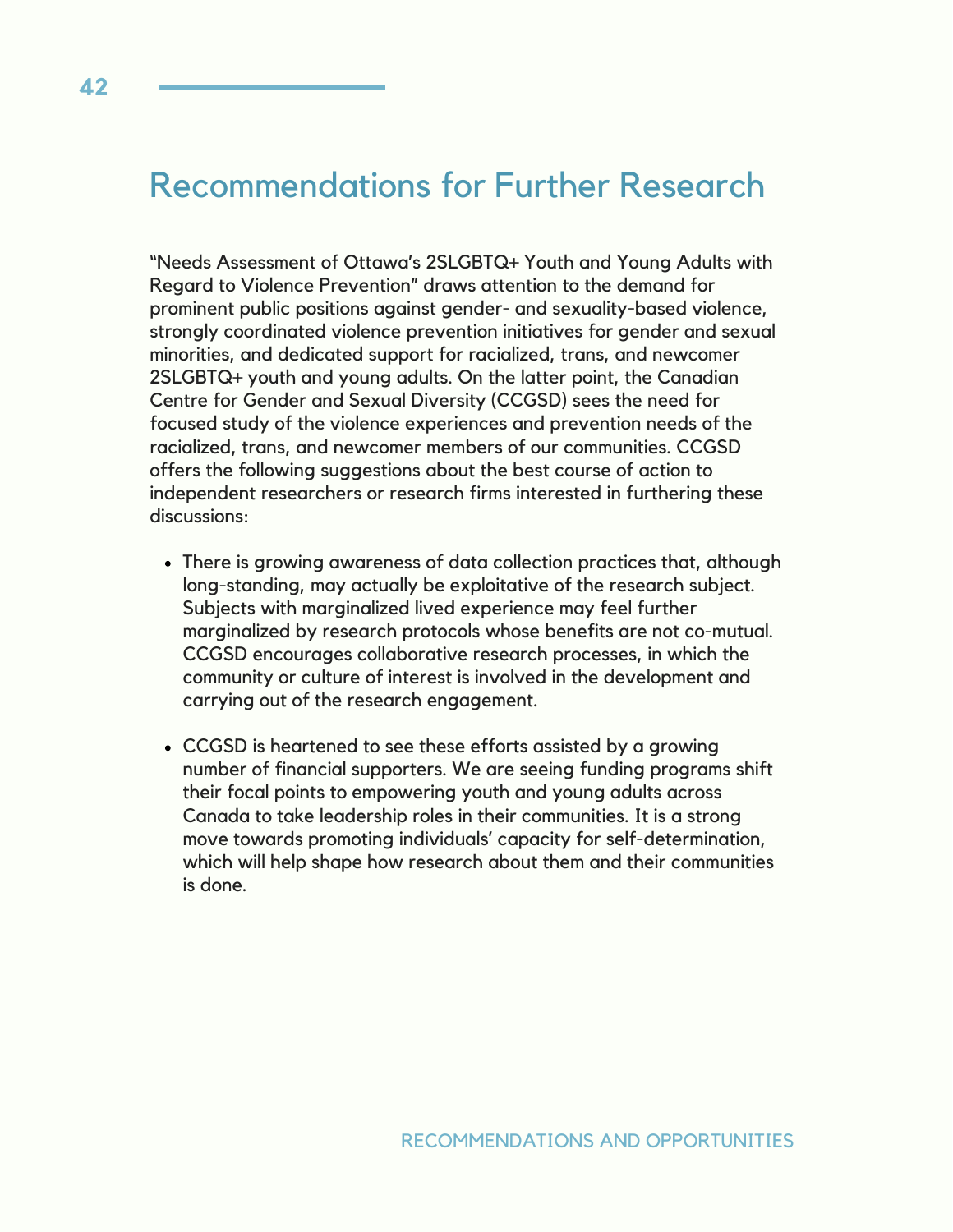# Recommendations for Further Research

"Needs Assessment of Ottawa's 2SLGBTQ+ Youth and Young Adults with Regard to Violence Prevention" draws attention to the demand for prominent public positions against gender- and sexuality-based violence, strongly coordinated violence prevention initiatives for gender and sexual minorities, and dedicated support for racialized, trans, and newcomer 2SLGBTQ+ youth and young adults. On the latter point, the Canadian Centre for Gender and Sexual Diversity (CCGSD) sees the need for focused study of the violence experiences and prevention needs of the racialized, trans, and newcomer members of our communities. CCGSD offers the following suggestions about the best course of action to independent researchers or research firms interested in furthering these discussions:

- There is growing awareness of data collection practices that, although long-standing, may actually be exploitative of the research subject. Subjects with marginalized lived experience may feel further marginalized by research protocols whose benefits are not co-mutual. CCGSD encourages collaborative research processes, in which the community or culture of interest is involved in the development and carrying out of the research engagement.

- CCGSD is heartened to see these efforts assisted by a growing number of financial supporters. We are seeing funding programs shift their focal points to empowering youth and young adults across Canada to take leadership roles in their communities. It is a strong move towards promoting individuals' capacity for self-determination, which will help shape how research about them and their communities is done.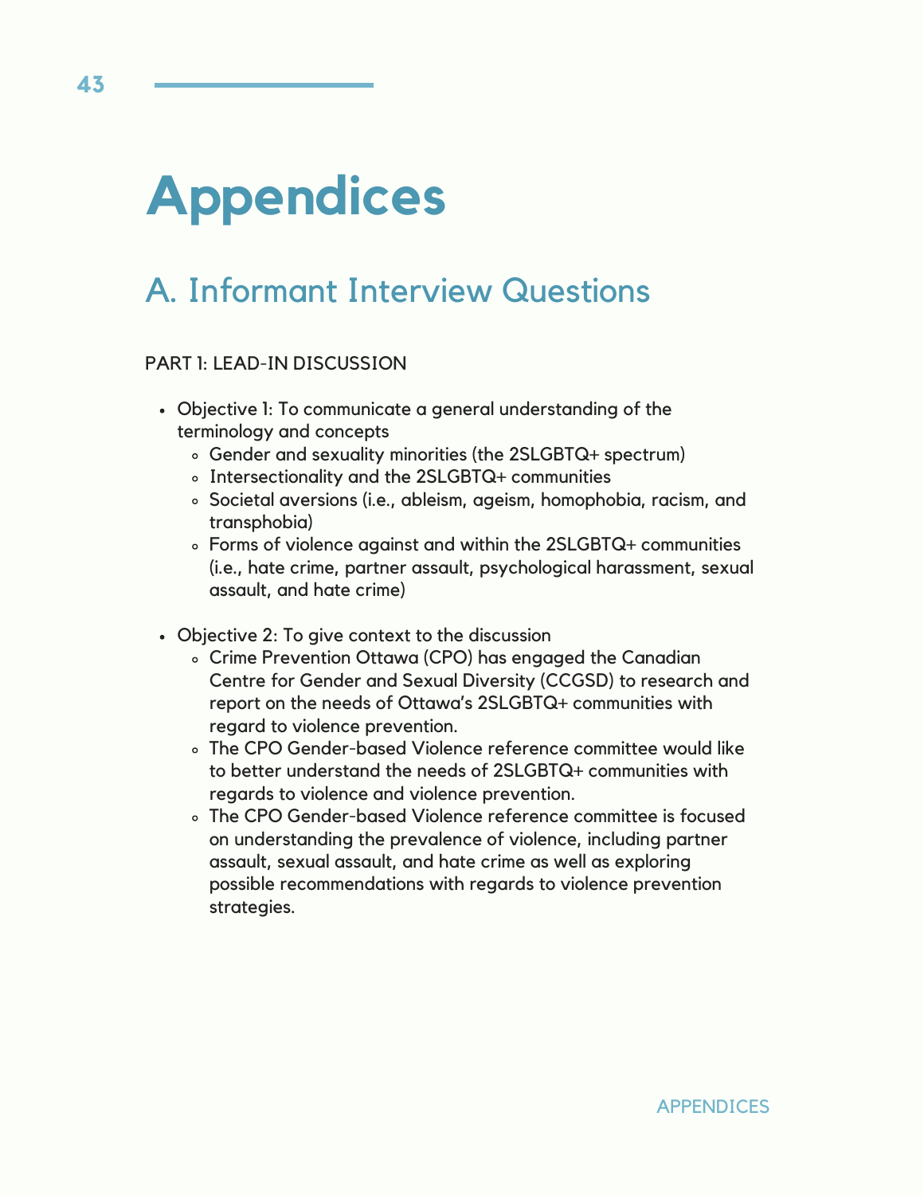# Appendices

## A. Informant Interview Questions

PART 1: LEAD-IN DISCUSSION

- Objective 1: To communicate a general understanding of the terminology and concepts
  - Gender and sexuality minorities (the 2SLGBTQ+ spectrum)
  - Intersectionality and the 2SLGBTQ+ communities
  - Societal aversions (i.e., ableism, ageism, homophobia, racism, and transphobia)
  - Forms of violence against and within the 2SLGBTQ+ communities (i.e., hate crime, partner assault, psychological harassment, sexual assault, and hate crime)

- Objective 2: To give context to the discussion
  - Crime Prevention Ottawa (CPO) has engaged the Canadian Centre for Gender and Sexual Diversity (CCGSD) to research and report on the needs of Ottawa's 2SLGBTQ+ communities with regard to violence prevention.
  - The CPO Gender-based Violence reference committee would like to better understand the needs of 2SLGBTQ+ communities with regards to violence and violence prevention.
  - The CPO Gender-based Violence reference committee is focused on understanding the prevalence of violence, including partner assault, sexual assault, and hate crime as well as exploring possible recommendations with regards to violence prevention strategies.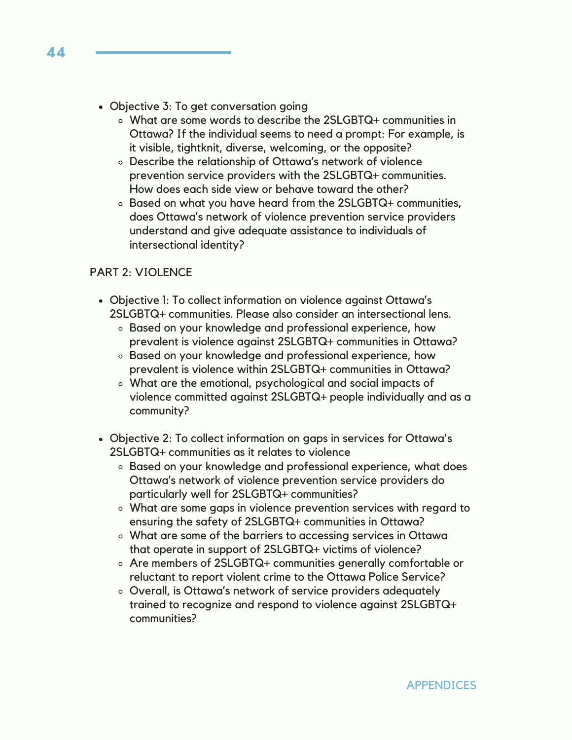- Objective 3: To get conversation going
  - What are some words to describe the 2SLGBTQ+ communities in Ottawa? If the individual seems to need a prompt: For example, is it visible, tightknit, diverse, welcoming, or the opposite?
  - Describe the relationship of Ottawa's network of violence prevention service providers with the 2SLGBTQ+ communities. How does each side view or behave toward the other?
  - Based on what you have heard from the 2SLGBTQ+ communities, does Ottawa's network of violence prevention service providers understand and give adequate assistance to individuals of intersectional identity?

PART 2: VIOLENCE

- Objective 1: To collect information on violence against Ottawa's 2SLGBTQ+ communities. Please also consider an intersectional lens.
  - Based on your knowledge and professional experience, how prevalent is violence against 2SLGBTQ+ communities in Ottawa?
  - Based on your knowledge and professional experience, how prevalent is violence within 2SLGBTQ+ communities in Ottawa?
  - What are the emotional, psychological and social impacts of violence committed against 2SLGBTQ+ people individually and as a community?

- Objective 2: To collect information on gaps in services for Ottawa's 2SLGBTQ+ communities as it relates to violence
  - Based on your knowledge and professional experience, what does Ottawa's network of violence prevention service providers do particularly well for 2SLGBTQ+ communities?
  - What are some gaps in violence prevention services with regard to ensuring the safety of 2SLGBTQ+ communities in Ottawa?
  - What are some of the barriers to accessing services in Ottawa that operate in support of 2SLGBTQ+ victims of violence?
  - Are members of 2SLGBTQ+ communities generally comfortable or reluctant to report violent crime to the Ottawa Police Service?
  - Overall, is Ottawa's network of service providers adequately trained to recognize and respond to violence against 2SLGBTQ+ communities?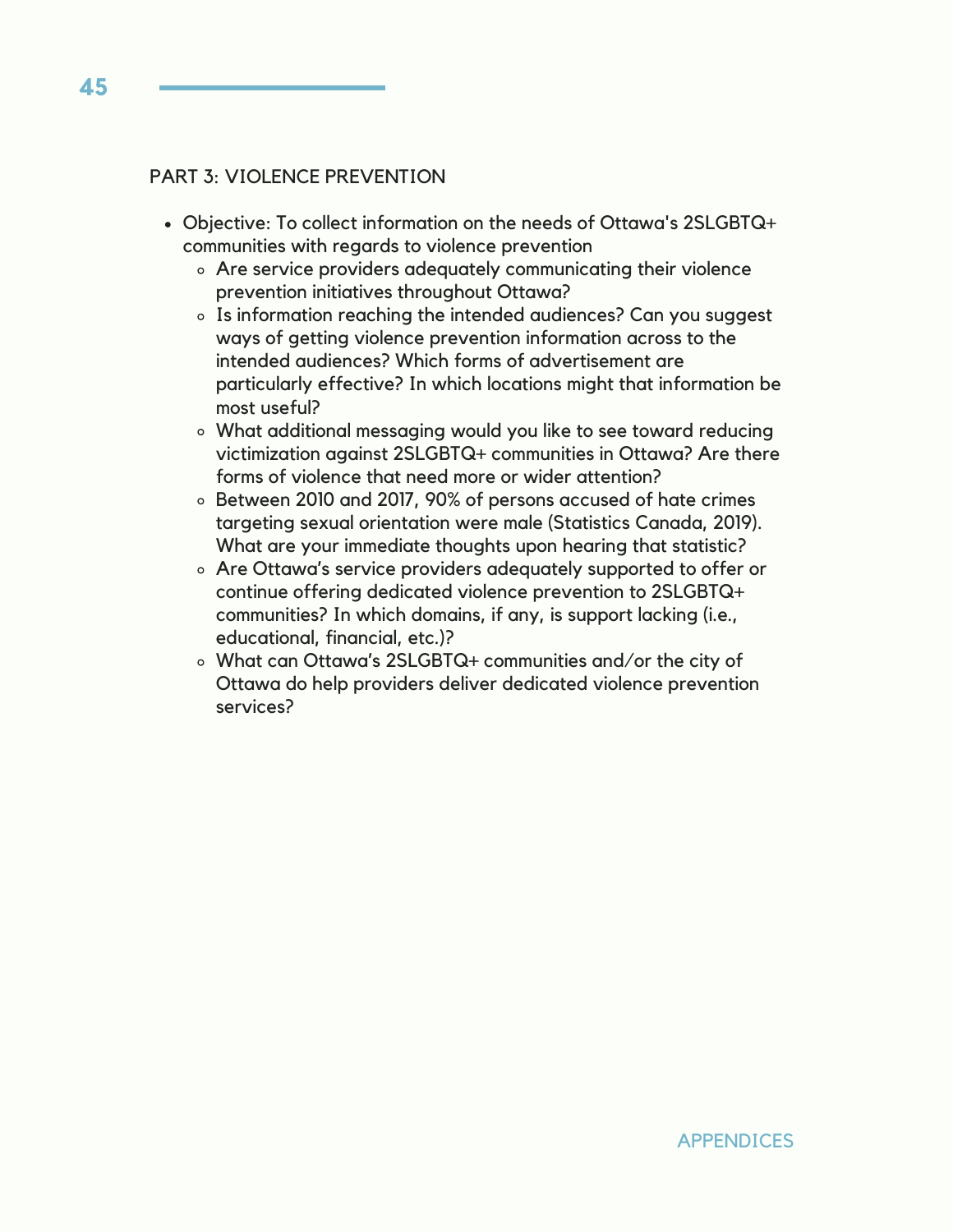PART 3: VIOLENCE PREVENTION

- Objective: To collect information on the needs of Ottawa's 2SLGBTQ+ communities with regards to violence prevention
  - Are service providers adequately communicating their violence prevention initiatives throughout Ottawa?
  - Is information reaching the intended audiences? Can you suggest ways of getting violence prevention information across to the intended audiences? Which forms of advertisement are particularly effective? In which locations might that information be most useful?
  - What additional messaging would you like to see toward reducing victimization against 2SLGBTQ+ communities in Ottawa? Are there forms of violence that need more or wider attention?
  - Between 2010 and 2017, 90% of persons accused of hate crimes targeting sexual orientation were male (Statistics Canada, 2019). What are your immediate thoughts upon hearing that statistic?
  - Are Ottawa's service providers adequately supported to offer or continue offering dedicated violence prevention to 2SLGBTQ+ communities? In which domains, if any, is support lacking (i.e., educational, financial, etc.)?
  - What can Ottawa's 2SLGBTQ+ communities and/or the city of Ottawa do help providers deliver dedicated violence prevention services?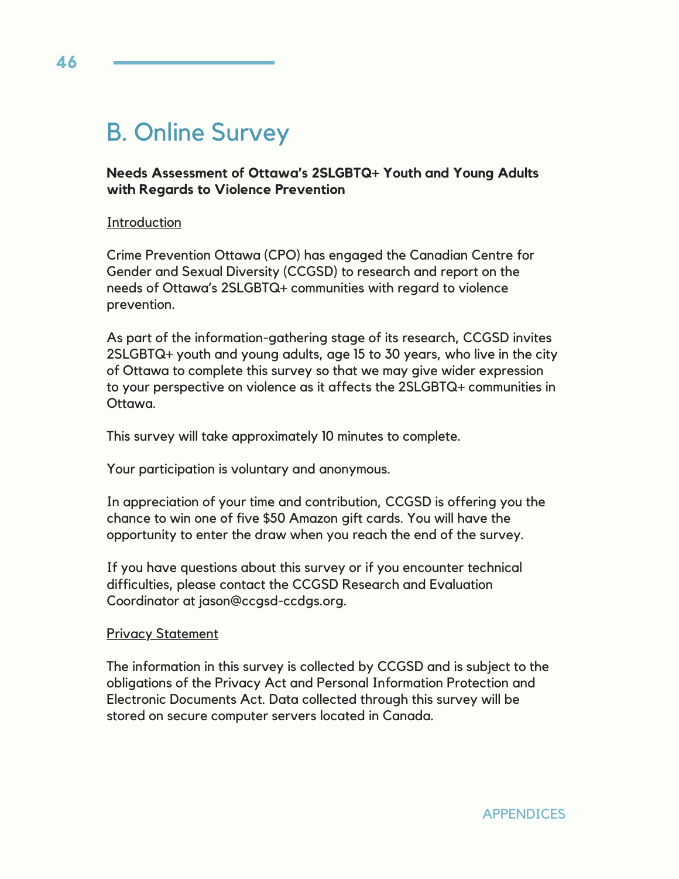# B. Online Survey

**Needs Assessment of Ottawa's 2SLGBTQ+ Youth and Young Adults with Regards to Violence Prevention**

Introduction

Crime Prevention Ottawa (CPO) has engaged the Canadian Centre for Gender and Sexual Diversity (CCGSD) to research and report on the needs of Ottawa's 2SLGBTQ+ communities with regard to violence prevention.

As part of the information-gathering stage of its research, CCGSD invites 2SLGBTQ+ youth and young adults, age 15 to 30 years, who live in the city of Ottawa to complete this survey so that we may give wider expression to your perspective on violence as it affects the 2SLGBTQ+ communities in Ottawa.

This survey will take approximately 10 minutes to complete.

Your participation is voluntary and anonymous.

In appreciation of your time and contribution, CCGSD is offering you the chance to win one of five $50 Amazon gift cards. You will have the opportunity to enter the draw when you reach the end of the survey.

If you have questions about this survey or if you encounter technical difficulties, please contact the CCGSD Research and Evaluation Coordinator at jason@ccgsd-ccdgs.org.

Privacy Statement

The information in this survey is collected by CCGSD and is subject to the obligations of the Privacy Act and Personal Information Protection and Electronic Documents Act. Data collected through this survey will be stored on secure computer servers located in Canada.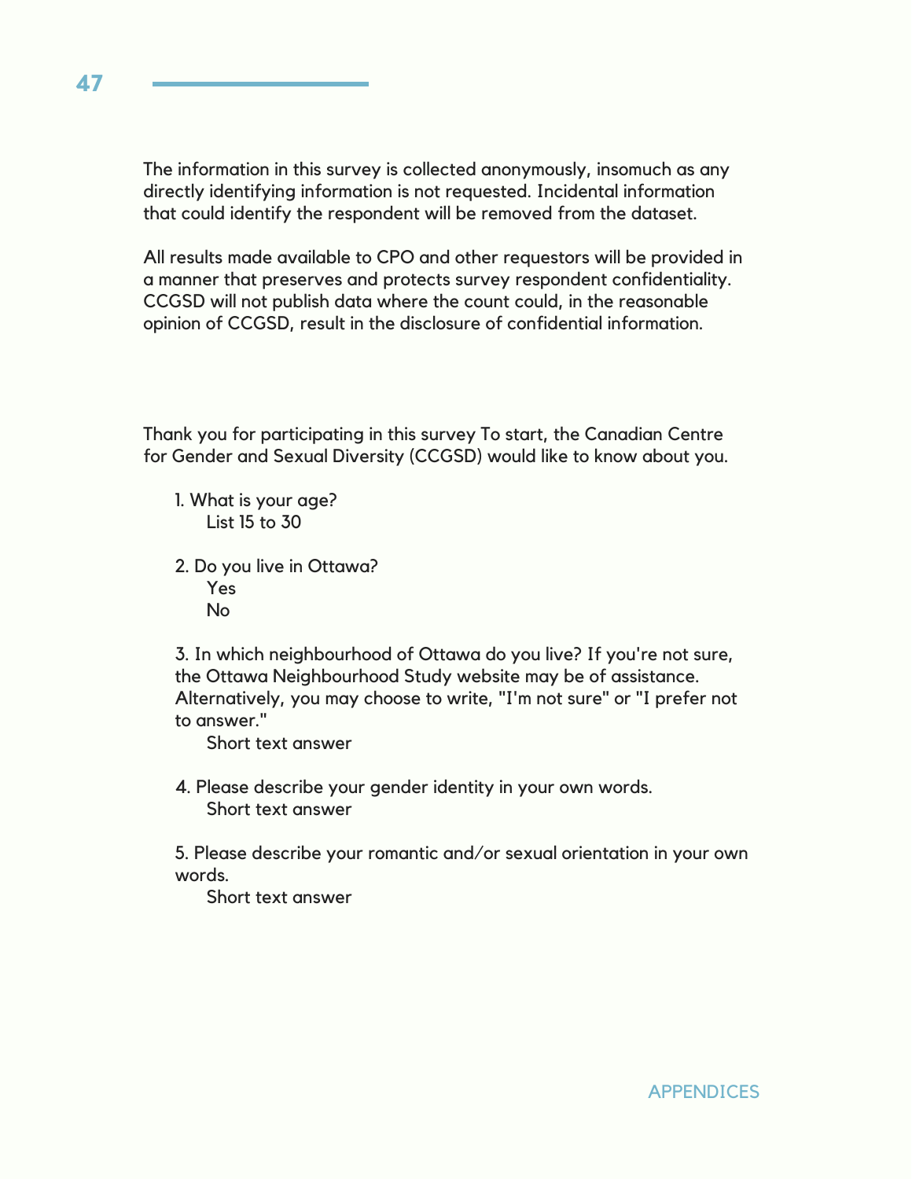The information in this survey is collected anonymously, insomuch as any directly identifying information is not requested. Incidental information that could identify the respondent will be removed from the dataset.

All results made available to CPO and other requestors will be provided in a manner that preserves and protects survey respondent confidentiality. CCGSD will not publish data where the count could, in the reasonable opinion of CCGSD, result in the disclosure of confidential information.

Thank you for participating in this survey To start, the Canadian Centre for Gender and Sexual Diversity (CCGSD) would like to know about you.

1. What is your age?
   List 15 to 30

2. Do you live in Ottawa?
   Yes
   No

3. In which neighbourhood of Ottawa do you live? If you're not sure, the Ottawa Neighbourhood Study website may be of assistance. Alternatively, you may choose to write, "I'm not sure" or "I prefer not to answer."
   Short text answer

4. Please describe your gender identity in your own words.
   Short text answer

5. Please describe your romantic and/or sexual orientation in your own words.
   Short text answer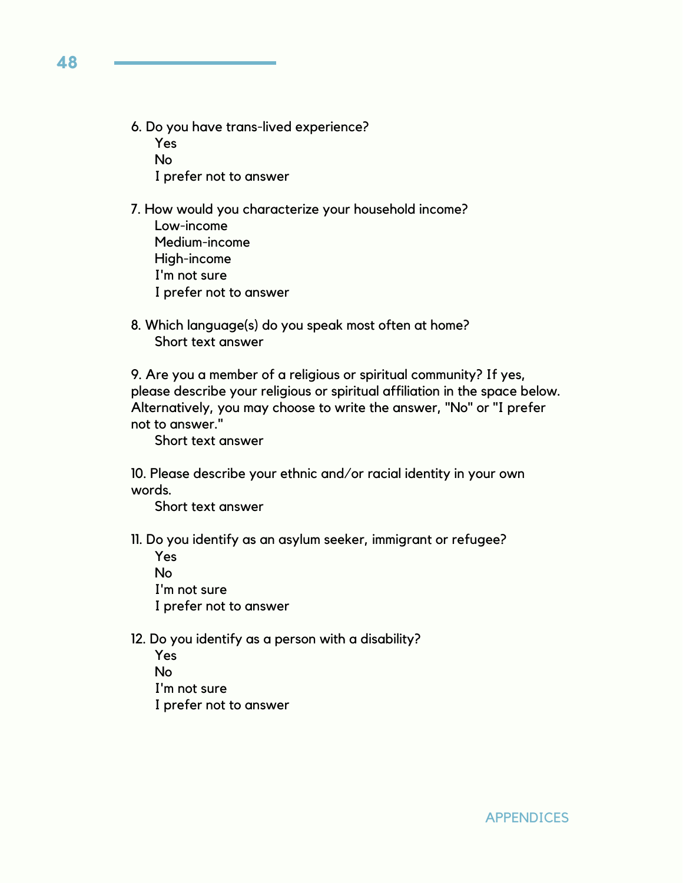6. Do you have trans-lived experience?
   - Yes
   - No
   - I prefer not to answer

7. How would you characterize your household income?
   - Low-income
   - Medium-income
   - High-income
   - I'm not sure
   - I prefer not to answer

8. Which language(s) do you speak most often at home?
   - Short text answer

9. Are you a member of a religious or spiritual community? If yes, please describe your religious or spiritual affiliation in the space below. Alternatively, you may choose to write the answer, "No" or "I prefer not to answer."
   - Short text answer

10. Please describe your ethnic and/or racial identity in your own words.
    - Short text answer

11. Do you identify as an asylum seeker, immigrant or refugee?
    - Yes
    - No
    - I'm not sure
    - I prefer not to answer

12. Do you identify as a person with a disability?
    - Yes
    - No
    - I'm not sure
    - I prefer not to answer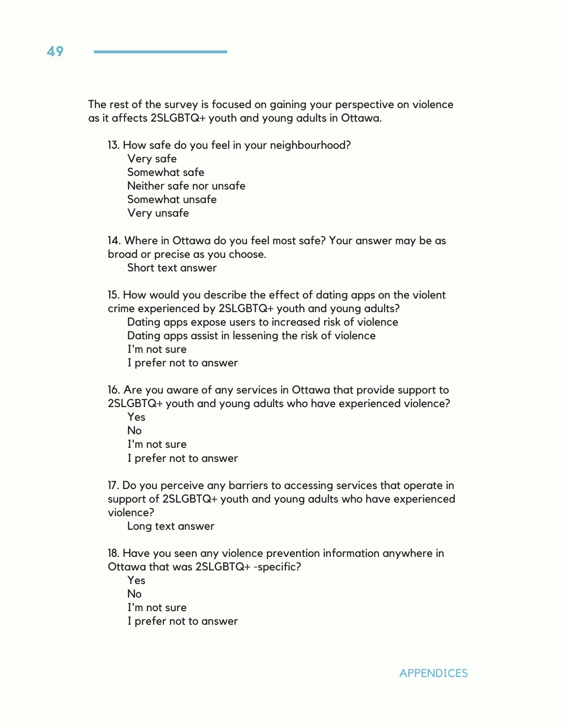The rest of the survey is focused on gaining your perspective on violence as it affects 2SLGBTQ+ youth and young adults in Ottawa.

13. How safe do you feel in your neighbourhood?
    - Very safe
    - Somewhat safe
    - Neither safe nor unsafe
    - Somewhat unsafe
    - Very unsafe

14. Where in Ottawa do you feel most safe? Your answer may be as broad or precise as you choose.
    - Short text answer

15. How would you describe the effect of dating apps on the violent crime experienced by 2SLGBTQ+ youth and young adults?
    - Dating apps expose users to increased risk of violence
    - Dating apps assist in lessening the risk of violence
    - I'm not sure
    - I prefer not to answer

16. Are you aware of any services in Ottawa that provide support to 2SLGBTQ+ youth and young adults who have experienced violence?
    - Yes
    - No
    - I'm not sure
    - I prefer not to answer

17. Do you perceive any barriers to accessing services that operate in support of 2SLGBTQ+ youth and young adults who have experienced violence?
    - Long text answer

18. Have you seen any violence prevention information anywhere in Ottawa that was 2SLGBTQ+ -specific?
    - Yes
    - No
    - I'm not sure
    - I prefer not to answer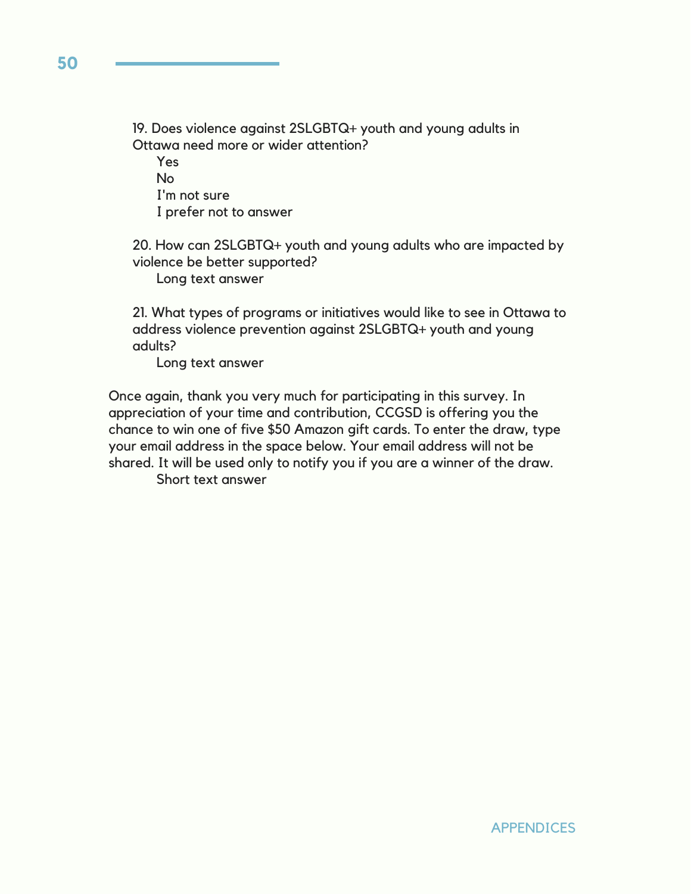19. Does violence against 2SLGBTQ+ youth and young adults in Ottawa need more or wider attention?
    - Yes
    - No
    - I'm not sure
    - I prefer not to answer

20. How can 2SLGBTQ+ youth and young adults who are impacted by violence be better supported?
    - Long text answer

21. What types of programs or initiatives would like to see in Ottawa to address violence prevention against 2SLGBTQ+ youth and young adults?
    - Long text answer

Once again, thank you very much for participating in this survey. In appreciation of your time and contribution, CCGSD is offering you the chance to win one of five $50 Amazon gift cards. To enter the draw, type your email address in the space below. Your email address will not be shared. It will be used only to notify you if you are a winner of the draw.

- Short text answer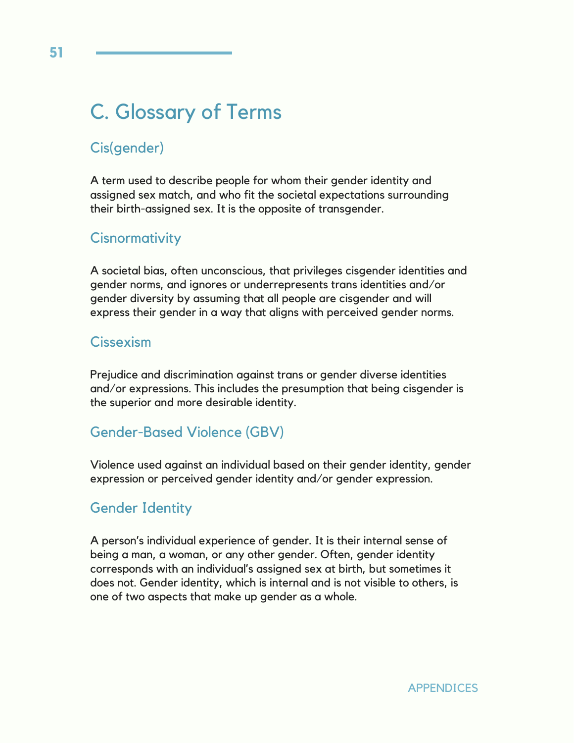# C. Glossary of Terms

## Cis(gender)

A term used to describe people for whom their gender identity and assigned sex match, and who fit the societal expectations surrounding their birth-assigned sex. It is the opposite of transgender.

## Cisnormativity

A societal bias, often unconscious, that privileges cisgender identities and gender norms, and ignores or underrepresents trans identities and/or gender diversity by assuming that all people are cisgender and will express their gender in a way that aligns with perceived gender norms.

## Cissexism

Prejudice and discrimination against trans or gender diverse identities and/or expressions. This includes the presumption that being cisgender is the superior and more desirable identity.

## Gender-Based Violence (GBV)

Violence used against an individual based on their gender identity, gender expression or perceived gender identity and/or gender expression.

## Gender Identity

A person's individual experience of gender. It is their internal sense of being a man, a woman, or any other gender. Often, gender identity corresponds with an individual's assigned sex at birth, but sometimes it does not. Gender identity, which is internal and is not visible to others, is one of two aspects that make up gender as a whole.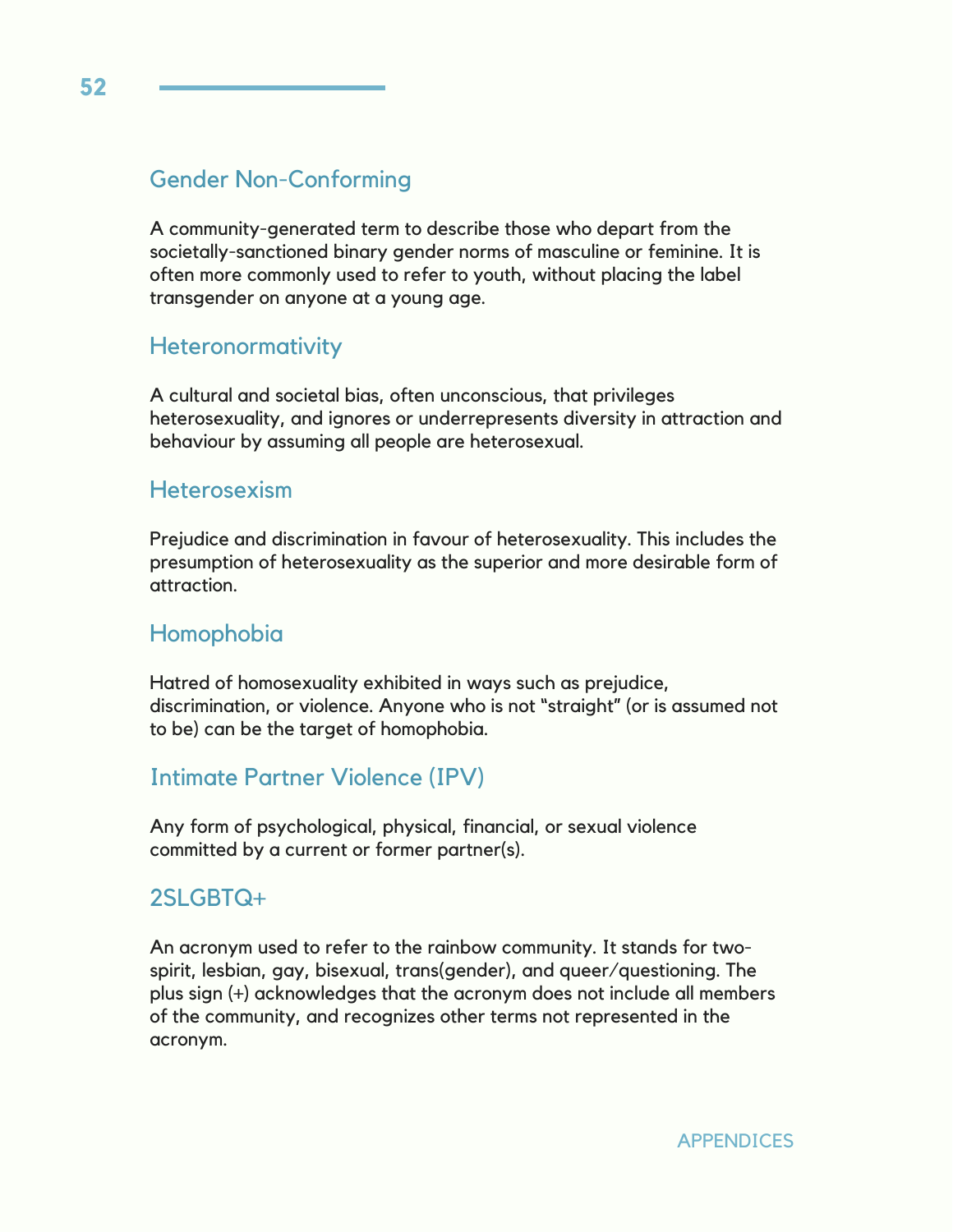## Gender Non-Conforming

A community-generated term to describe those who depart from the societally-sanctioned binary gender norms of masculine or feminine. It is often more commonly used to refer to youth, without placing the label transgender on anyone at a young age.

## Heteronormativity

A cultural and societal bias, often unconscious, that privileges heterosexuality, and ignores or underrepresents diversity in attraction and behaviour by assuming all people are heterosexual.

## Heterosexism

Prejudice and discrimination in favour of heterosexuality. This includes the presumption of heterosexuality as the superior and more desirable form of attraction.

## Homophobia

Hatred of homosexuality exhibited in ways such as prejudice, discrimination, or violence. Anyone who is not "straight" (or is assumed not to be) can be the target of homophobia.

## Intimate Partner Violence (IPV)

Any form of psychological, physical, financial, or sexual violence committed by a current or former partner(s).

## 2SLGBTQ+

An acronym used to refer to the rainbow community. It stands for two-spirit, lesbian, gay, bisexual, trans(gender), and queer/questioning. The plus sign (+) acknowledges that the acronym does not include all members of the community, and recognizes other terms not represented in the acronym.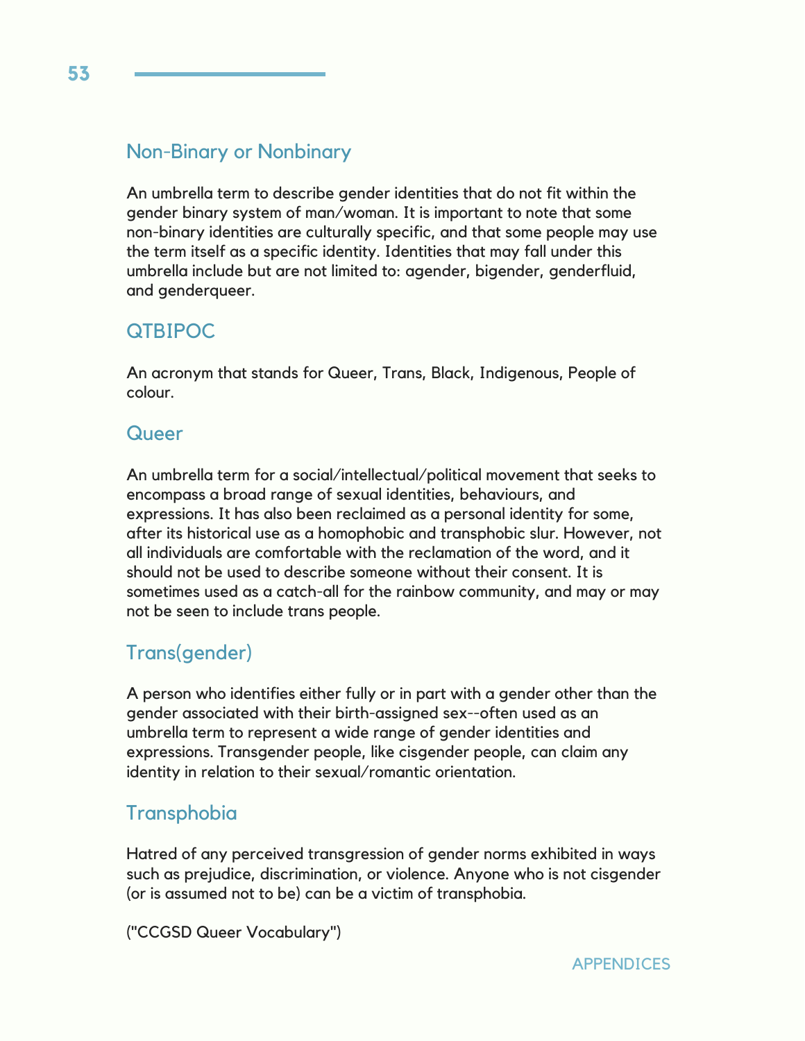## Non-Binary or Nonbinary

An umbrella term to describe gender identities that do not fit within the gender binary system of man/woman. It is important to note that some non-binary identities are culturally specific, and that some people may use the term itself as a specific identity. Identities that may fall under this umbrella include but are not limited to: agender, bigender, genderfluid, and genderqueer.

## QTBIPOC

An acronym that stands for Queer, Trans, Black, Indigenous, People of colour.

## Queer

An umbrella term for a social/intellectual/political movement that seeks to encompass a broad range of sexual identities, behaviours, and expressions. It has also been reclaimed as a personal identity for some, after its historical use as a homophobic and transphobic slur. However, not all individuals are comfortable with the reclamation of the word, and it should not be used to describe someone without their consent. It is sometimes used as a catch-all for the rainbow community, and may or may not be seen to include trans people.

## Trans(gender)

A person who identifies either fully or in part with a gender other than the gender associated with their birth-assigned sex--often used as an umbrella term to represent a wide range of gender identities and expressions. Transgender people, like cisgender people, can claim any identity in relation to their sexual/romantic orientation.

## Transphobia

Hatred of any perceived transgression of gender norms exhibited in ways such as prejudice, discrimination, or violence. Anyone who is not cisgender (or is assumed not to be) can be a victim of transphobia.

("CCGSD Queer Vocabulary")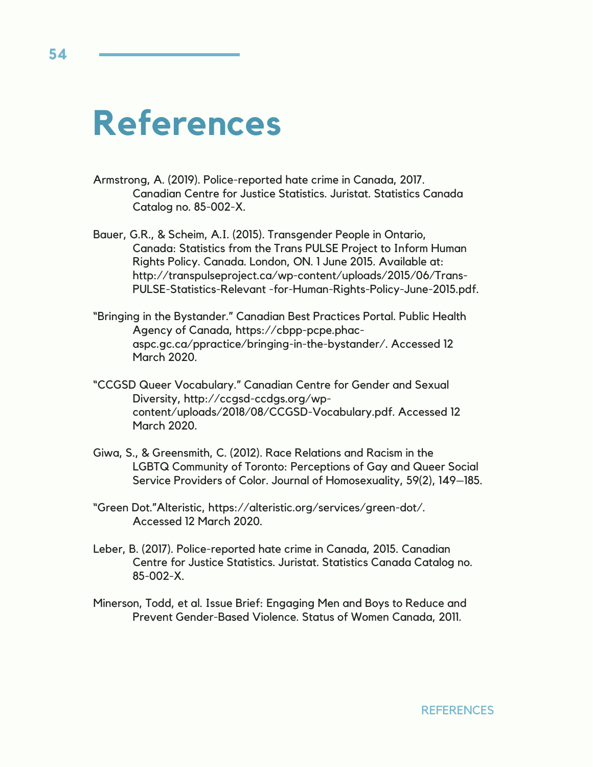# References

Armstrong, A. (2019). Police-reported hate crime in Canada, 2017. Canadian Centre for Justice Statistics. Juristat. Statistics Canada Catalog no. 85-002-X.

Bauer, G.R., & Scheim, A.I. (2015). Transgender People in Ontario, Canada: Statistics from the Trans PULSE Project to Inform Human Rights Policy. Canada. London, ON. 1 June 2015. Available at: http://transpulseproject.ca/wp-content/uploads/2015/06/Trans-PULSE-Statistics-Relevant -for-Human-Rights-Policy-June-2015.pdf.

"Bringing in the Bystander." Canadian Best Practices Portal. Public Health Agency of Canada, https://cbpp-pcpe.phac-aspc.gc.ca/ppractice/bringing-in-the-bystander/. Accessed 12 March 2020.

"CCGSD Queer Vocabulary." Canadian Centre for Gender and Sexual Diversity, http://ccgsd-ccdgs.org/wp-content/uploads/2018/08/CCGSD-Vocabulary.pdf. Accessed 12 March 2020.

Giwa, S., & Greensmith, C. (2012). Race Relations and Racism in the LGBTQ Community of Toronto: Perceptions of Gay and Queer Social Service Providers of Color. Journal of Homosexuality, 59(2), 149–185.

"Green Dot."Alteristic, https://alteristic.org/services/green-dot/. Accessed 12 March 2020.

Leber, B. (2017). Police-reported hate crime in Canada, 2015. Canadian Centre for Justice Statistics. Juristat. Statistics Canada Catalog no. 85-002-X.

Minerson, Todd, et al. Issue Brief: Engaging Men and Boys to Reduce and Prevent Gender-Based Violence. Status of Women Canada, 2011.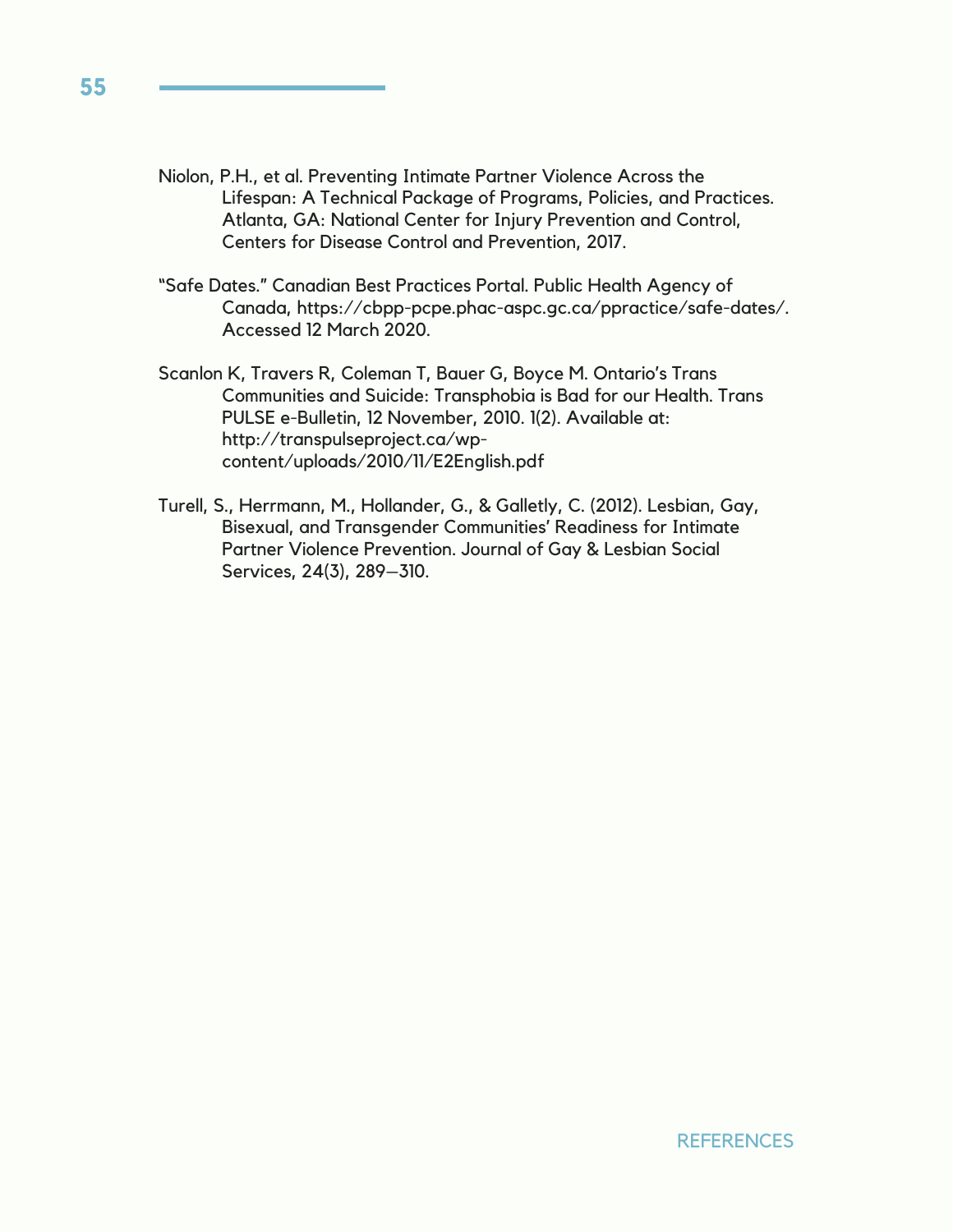Niolon, P.H., et al. Preventing Intimate Partner Violence Across the Lifespan: A Technical Package of Programs, Policies, and Practices. Atlanta, GA: National Center for Injury Prevention and Control, Centers for Disease Control and Prevention, 2017.

"Safe Dates." Canadian Best Practices Portal. Public Health Agency of Canada, https://cbpp-pcpe.phac-aspc.gc.ca/ppractice/safe-dates/. Accessed 12 March 2020.

Scanlon K, Travers R, Coleman T, Bauer G, Boyce M. Ontario's Trans Communities and Suicide: Transphobia is Bad for our Health. Trans PULSE e-Bulletin, 12 November, 2010. 1(2). Available at: http://transpulseproject.ca/wp-content/uploads/2010/11/E2English.pdf

Turell, S., Herrmann, M., Hollander, G., & Galletly, C. (2012). Lesbian, Gay, Bisexual, and Transgender Communities' Readiness for Intimate Partner Violence Prevention. Journal of Gay & Lesbian Social Services, 24(3), 289–310.